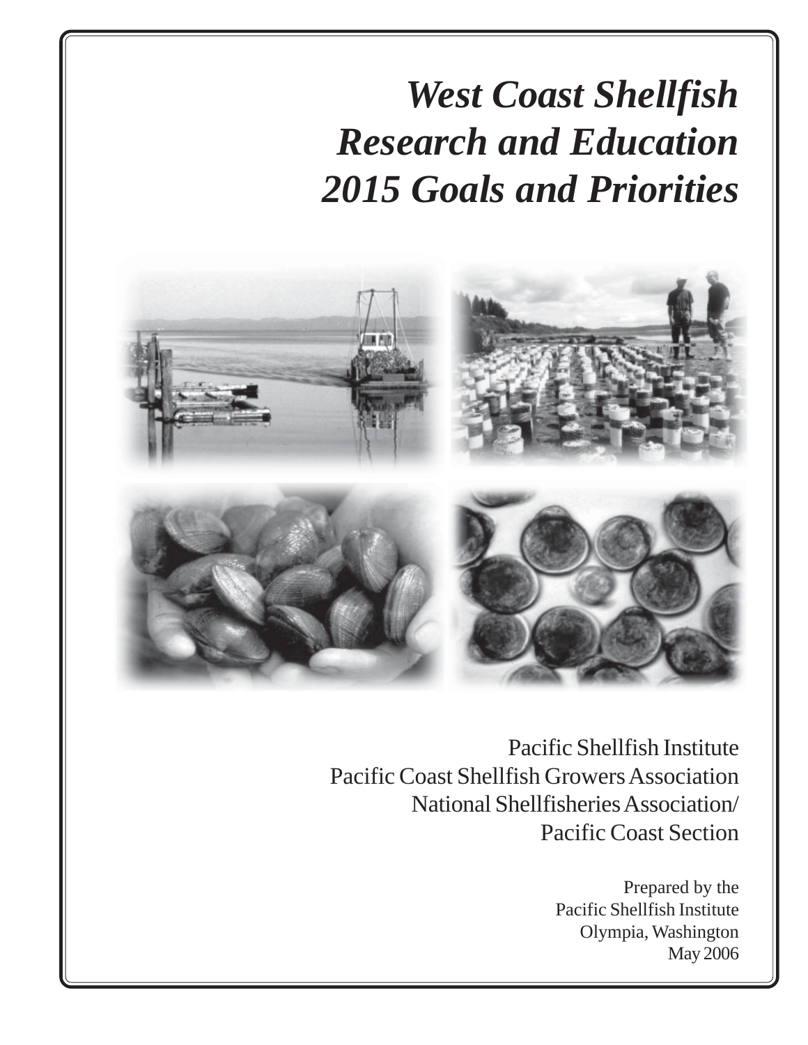# *West Coast Shellfish Research and Education 2015 Goals and Priorities*

Pacific Shellfish Institute
Pacific Coast Shellfish Growers Association
National Shellfisheries Association/
Pacific Coast Section

Prepared by the
Pacific Shellfish Institute
Olympia, Washington
May 2006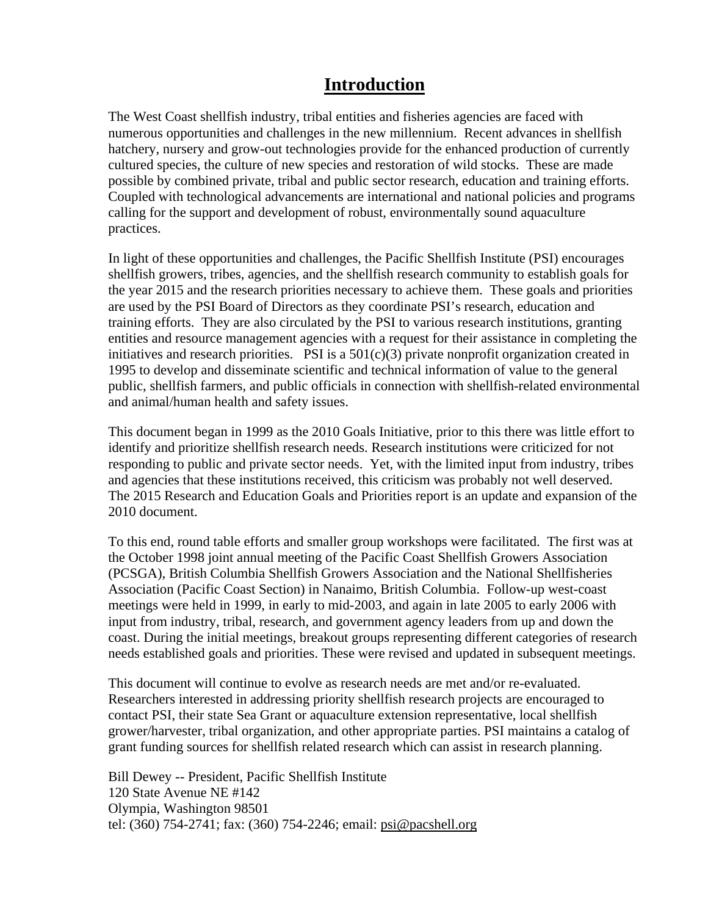# Introduction

The West Coast shellfish industry, tribal entities and fisheries agencies are faced with numerous opportunities and challenges in the new millennium. Recent advances in shellfish hatchery, nursery and grow-out technologies provide for the enhanced production of currently cultured species, the culture of new species and restoration of wild stocks. These are made possible by combined private, tribal and public sector research, education and training efforts. Coupled with technological advancements are international and national policies and programs calling for the support and development of robust, environmentally sound aquaculture practices.

In light of these opportunities and challenges, the Pacific Shellfish Institute (PSI) encourages shellfish growers, tribes, agencies, and the shellfish research community to establish goals for the year 2015 and the research priorities necessary to achieve them. These goals and priorities are used by the PSI Board of Directors as they coordinate PSI's research, education and training efforts. They are also circulated by the PSI to various research institutions, granting entities and resource management agencies with a request for their assistance in completing the initiatives and research priorities. PSI is a 501(c)(3) private nonprofit organization created in 1995 to develop and disseminate scientific and technical information of value to the general public, shellfish farmers, and public officials in connection with shellfish-related environmental and animal/human health and safety issues.

This document began in 1999 as the 2010 Goals Initiative, prior to this there was little effort to identify and prioritize shellfish research needs. Research institutions were criticized for not responding to public and private sector needs. Yet, with the limited input from industry, tribes and agencies that these institutions received, this criticism was probably not well deserved. The 2015 Research and Education Goals and Priorities report is an update and expansion of the 2010 document.

To this end, round table efforts and smaller group workshops were facilitated. The first was at the October 1998 joint annual meeting of the Pacific Coast Shellfish Growers Association (PCSGA), British Columbia Shellfish Growers Association and the National Shellfisheries Association (Pacific Coast Section) in Nanaimo, British Columbia. Follow-up west-coast meetings were held in 1999, in early to mid-2003, and again in late 2005 to early 2006 with input from industry, tribal, research, and government agency leaders from up and down the coast. During the initial meetings, breakout groups representing different categories of research needs established goals and priorities. These were revised and updated in subsequent meetings.

This document will continue to evolve as research needs are met and/or re-evaluated. Researchers interested in addressing priority shellfish research projects are encouraged to contact PSI, their state Sea Grant or aquaculture extension representative, local shellfish grower/harvester, tribal organization, and other appropriate parties. PSI maintains a catalog of grant funding sources for shellfish related research which can assist in research planning.

Bill Dewey -- President, Pacific Shellfish Institute
120 State Avenue NE #142
Olympia, Washington 98501
tel: (360) 754-2741; fax: (360) 754-2246; email: psi@pacshell.org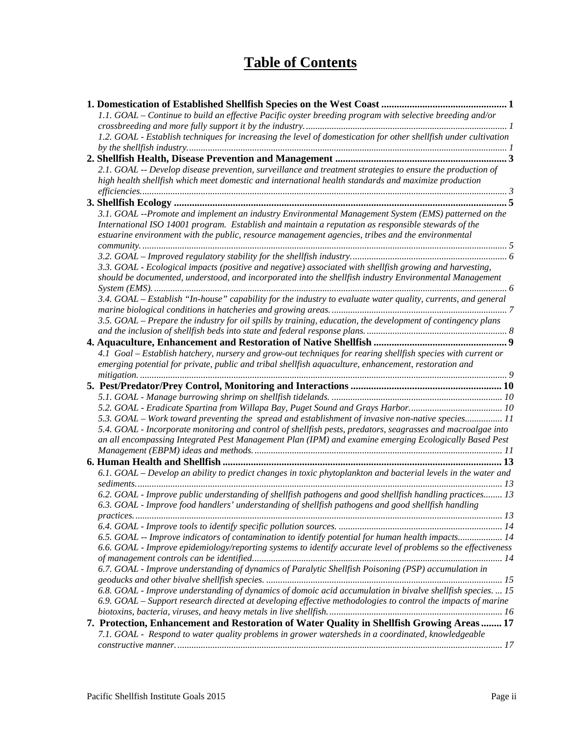# Table of Contents

**1. Domestication of Established Shellfish Species on the West Coast** ..... 1

*1.1. GOAL – Continue to build an effective Pacific oyster breeding program with selective breeding and/or crossbreeding and more fully support it by the industry.* ..... 1

*1.2. GOAL - Establish techniques for increasing the level of domestication for other shellfish under cultivation by the shellfish industry.* ..... 1

**2. Shellfish Health, Disease Prevention and Management** ..... 3

*2.1. GOAL -- Develop disease prevention, surveillance and treatment strategies to ensure the production of high health shellfish which meet domestic and international health standards and maximize production efficiencies.* ..... 3

**3. Shellfish Ecology** ..... 5

*3.1. GOAL --Promote and implement an industry Environmental Management System (EMS) patterned on the International ISO 14001 program. Establish and maintain a reputation as responsible stewards of the estuarine environment with the public, resource management agencies, tribes and the environmental community.* ..... 5

*3.2. GOAL – Improved regulatory stability for the shellfish industry.* ..... 6

*3.3. GOAL - Ecological impacts (positive and negative) associated with shellfish growing and harvesting, should be documented, understood, and incorporated into the shellfish industry Environmental Management System (EMS).* ..... 6

*3.4. GOAL – Establish "In-house" capability for the industry to evaluate water quality, currents, and general marine biological conditions in hatcheries and growing areas.* ..... 7

*3.5. GOAL – Prepare the industry for oil spills by training, education, the development of contingency plans and the inclusion of shellfish beds into state and federal response plans.* ..... 8

**4. Aquaculture, Enhancement and Restoration of Native Shellfish** ..... 9

*4.1 Goal – Establish hatchery, nursery and grow-out techniques for rearing shellfish species with current or emerging potential for private, public and tribal shellfish aquaculture, enhancement, restoration and mitigation.* ..... 9

**5. Pest/Predator/Prey Control, Monitoring and Interactions** ..... 10

*5.1. GOAL - Manage burrowing shrimp on shellfish tidelands.* ..... 10

*5.2. GOAL - Eradicate Spartina from Willapa Bay, Puget Sound and Grays Harbor.* ..... 10

*5.3. GOAL – Work toward preventing the spread and establishment of invasive non-native species.* ..... 11

*5.4. GOAL - Incorporate monitoring and control of shellfish pests, predators, seagrasses and macroalgae into an all encompassing Integrated Pest Management Plan (IPM) and examine emerging Ecologically Based Pest Management (EBPM) ideas and methods.* ..... 11

**6. Human Health and Shellfish** ..... 13

*6.1. GOAL – Develop an ability to predict changes in toxic phytoplankton and bacterial levels in the water and sediments.* ..... 13

*6.2. GOAL - Improve public understanding of shellfish pathogens and good shellfish handling practices.* ..... 13

*6.3. GOAL - Improve food handlers' understanding of shellfish pathogens and good shellfish handling practices.* ..... 13

*6.4. GOAL - Improve tools to identify specific pollution sources.* ..... 14

*6.5. GOAL -- Improve indicators of contamination to identify potential for human health impacts.* ..... 14

*6.6. GOAL - Improve epidemiology/reporting systems to identify accurate level of problems so the effectiveness of management controls can be identified.* ..... 14

*6.7. GOAL - Improve understanding of dynamics of Paralytic Shellfish Poisoning (PSP) accumulation in geoducks and other bivalve shellfish species.* ..... 15

*6.8. GOAL - Improve understanding of dynamics of domoic acid accumulation in bivalve shellfish species.* ..... 15

*6.9. GOAL – Support research directed at developing effective methodologies to control the impacts of marine biotoxins, bacteria, viruses, and heavy metals in live shellfish.* ..... 16

**7. Protection, Enhancement and Restoration of Water Quality in Shellfish Growing Areas** ..... 17

*7.1. GOAL - Respond to water quality problems in grower watersheds in a coordinated, knowledgeable constructive manner.* ..... 17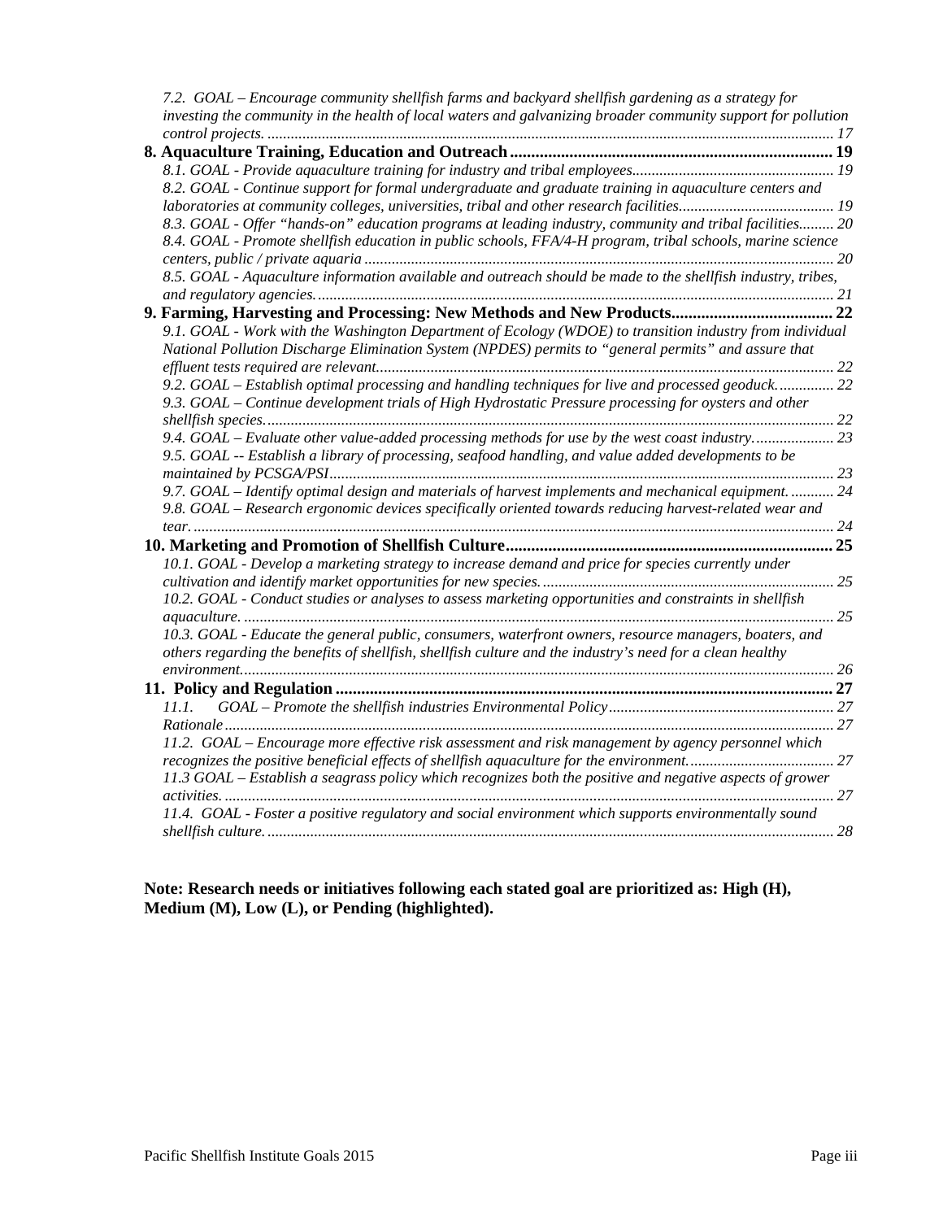*7.2. GOAL – Encourage community shellfish farms and backyard shellfish gardening as a strategy for investing the community in the health of local waters and galvanizing broader community support for pollution control projects. ..... 17*

**8. Aquaculture Training, Education and Outreach ..... 19**

*8.1. GOAL - Provide aquaculture training for industry and tribal employees..... 19*

*8.2. GOAL - Continue support for formal undergraduate and graduate training in aquaculture centers and laboratories at community colleges, universities, tribal and other research facilities..... 19*

*8.3. GOAL - Offer "hands-on" education programs at leading industry, community and tribal facilities..... 20*

*8.4. GOAL - Promote shellfish education in public schools, FFA/4-H program, tribal schools, marine science centers, public / private aquaria ..... 20*

*8.5. GOAL - Aquaculture information available and outreach should be made to the shellfish industry, tribes, and regulatory agencies..... 21*

**9. Farming, Harvesting and Processing: New Methods and New Products..... 22**

*9.1. GOAL - Work with the Washington Department of Ecology (WDOE) to transition industry from individual National Pollution Discharge Elimination System (NPDES) permits to "general permits" and assure that effluent tests required are relevant..... 22*

*9.2. GOAL – Establish optimal processing and handling techniques for live and processed geoduck..... 22*

*9.3. GOAL – Continue development trials of High Hydrostatic Pressure processing for oysters and other shellfish species..... 22*

*9.4. GOAL – Evaluate other value-added processing methods for use by the west coast industry..... 23*

*9.5. GOAL -- Establish a library of processing, seafood handling, and value added developments to be maintained by PCSGA/PSI..... 23*

*9.7. GOAL – Identify optimal design and materials of harvest implements and mechanical equipment..... 24*

*9.8. GOAL – Research ergonomic devices specifically oriented towards reducing harvest-related wear and tear..... 24*

**10. Marketing and Promotion of Shellfish Culture..... 25**

*10.1. GOAL - Develop a marketing strategy to increase demand and price for species currently under cultivation and identify market opportunities for new species..... 25*

*10.2. GOAL - Conduct studies or analyses to assess marketing opportunities and constraints in shellfish aquaculture. ..... 25*

*10.3. GOAL - Educate the general public, consumers, waterfront owners, resource managers, boaters, and others regarding the benefits of shellfish, shellfish culture and the industry's need for a clean healthy environment..... 26*

**11. Policy and Regulation ..... 27**

*11.1. GOAL – Promote the shellfish industries Environmental Policy..... 27*

*Rationale..... 27*

*11.2. GOAL – Encourage more effective risk assessment and risk management by agency personnel which recognizes the positive beneficial effects of shellfish aquaculture for the environment..... 27*

*11.3 GOAL – Establish a seagrass policy which recognizes both the positive and negative aspects of grower activities. ..... 27*

*11.4. GOAL - Foster a positive regulatory and social environment which supports environmentally sound shellfish culture..... 28*

**Note: Research needs or initiatives following each stated goal are prioritized as: High (H), Medium (M), Low (L), or Pending (highlighted).**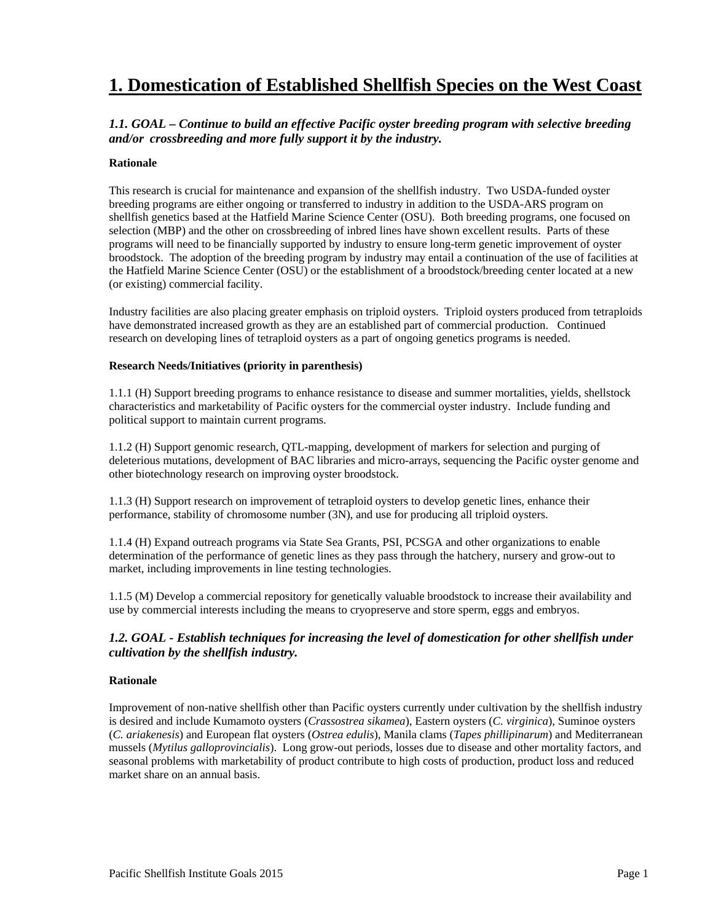# 1. Domestication of Established Shellfish Species on the West Coast

### *1.1. GOAL – Continue to build an effective Pacific oyster breeding program with selective breeding and/or crossbreeding and more fully support it by the industry.*

**Rationale**

This research is crucial for maintenance and expansion of the shellfish industry. Two USDA-funded oyster breeding programs are either ongoing or transferred to industry in addition to the USDA-ARS program on shellfish genetics based at the Hatfield Marine Science Center (OSU). Both breeding programs, one focused on selection (MBP) and the other on crossbreeding of inbred lines have shown excellent results. Parts of these programs will need to be financially supported by industry to ensure long-term genetic improvement of oyster broodstock. The adoption of the breeding program by industry may entail a continuation of the use of facilities at the Hatfield Marine Science Center (OSU) or the establishment of a broodstock/breeding center located at a new (or existing) commercial facility.

Industry facilities are also placing greater emphasis on triploid oysters. Triploid oysters produced from tetraploids have demonstrated increased growth as they are an established part of commercial production. Continued research on developing lines of tetraploid oysters as a part of ongoing genetics programs is needed.

**Research Needs/Initiatives (priority in parenthesis)**

1.1.1 (H) Support breeding programs to enhance resistance to disease and summer mortalities, yields, shellstock characteristics and marketability of Pacific oysters for the commercial oyster industry. Include funding and political support to maintain current programs.

1.1.2 (H) Support genomic research, QTL-mapping, development of markers for selection and purging of deleterious mutations, development of BAC libraries and micro-arrays, sequencing the Pacific oyster genome and other biotechnology research on improving oyster broodstock.

1.1.3 (H) Support research on improvement of tetraploid oysters to develop genetic lines, enhance their performance, stability of chromosome number (3N), and use for producing all triploid oysters.

1.1.4 (H) Expand outreach programs via State Sea Grants, PSI, PCSGA and other organizations to enable determination of the performance of genetic lines as they pass through the hatchery, nursery and grow-out to market, including improvements in line testing technologies.

1.1.5 (M) Develop a commercial repository for genetically valuable broodstock to increase their availability and use by commercial interests including the means to cryopreserve and store sperm, eggs and embryos.

### *1.2. GOAL - Establish techniques for increasing the level of domestication for other shellfish under cultivation by the shellfish industry.*

**Rationale**

Improvement of non-native shellfish other than Pacific oysters currently under cultivation by the shellfish industry is desired and include Kumamoto oysters (*Crassostrea sikamea*), Eastern oysters (*C. virginica*), Suminoe oysters (*C. ariakenesis*) and European flat oysters (*Ostrea edulis*), Manila clams (*Tapes phillipinarum*) and Mediterranean mussels (*Mytilus galloprovincialis*). Long grow-out periods, losses due to disease and other mortality factors, and seasonal problems with marketability of product contribute to high costs of production, product loss and reduced market share on an annual basis.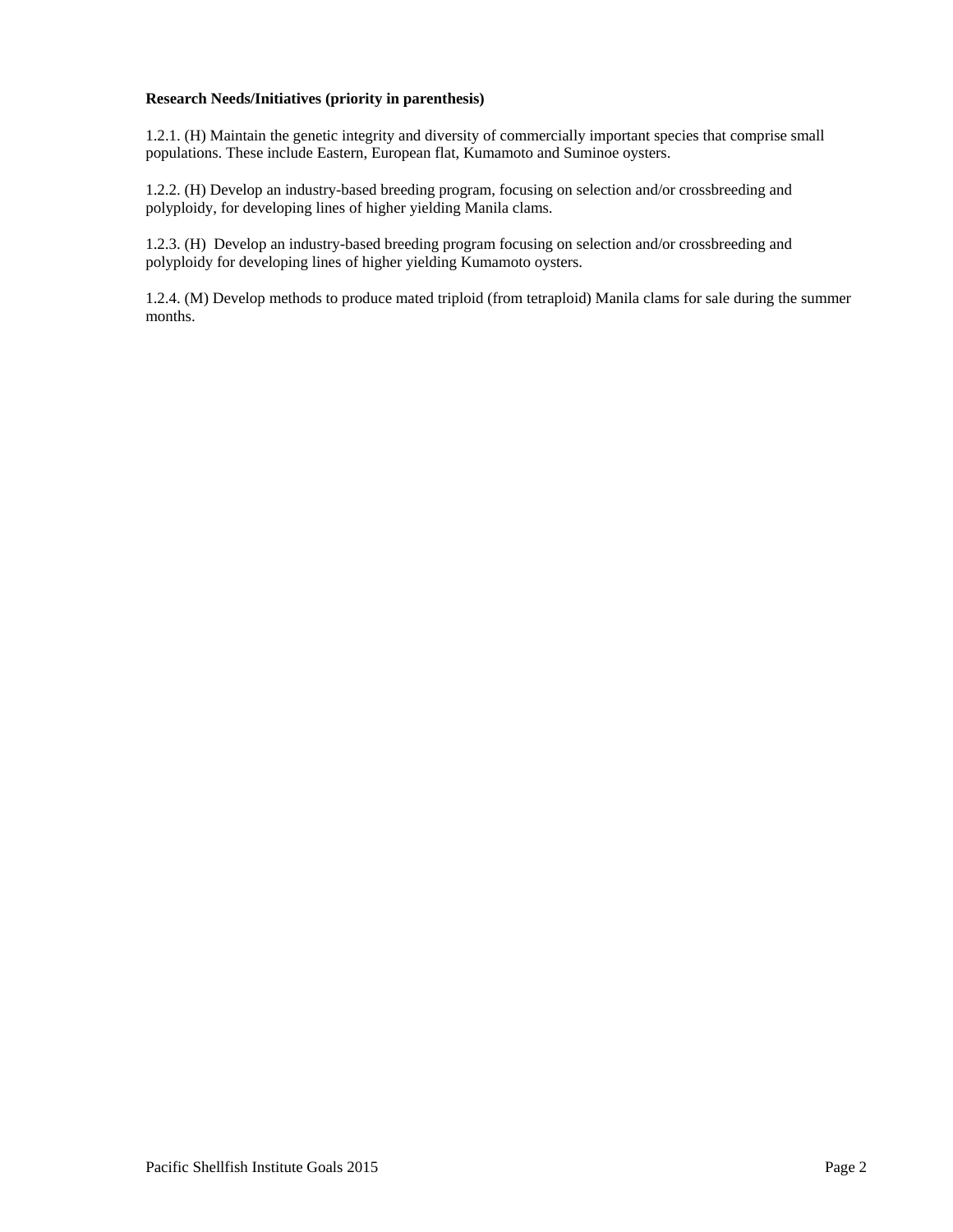**Research Needs/Initiatives (priority in parenthesis)**

1.2.1. (H) Maintain the genetic integrity and diversity of commercially important species that comprise small populations. These include Eastern, European flat, Kumamoto and Suminoe oysters.

1.2.2. (H) Develop an industry-based breeding program, focusing on selection and/or crossbreeding and polyploidy, for developing lines of higher yielding Manila clams.

1.2.3. (H) Develop an industry-based breeding program focusing on selection and/or crossbreeding and polyploidy for developing lines of higher yielding Kumamoto oysters.

1.2.4. (M) Develop methods to produce mated triploid (from tetraploid) Manila clams for sale during the summer months.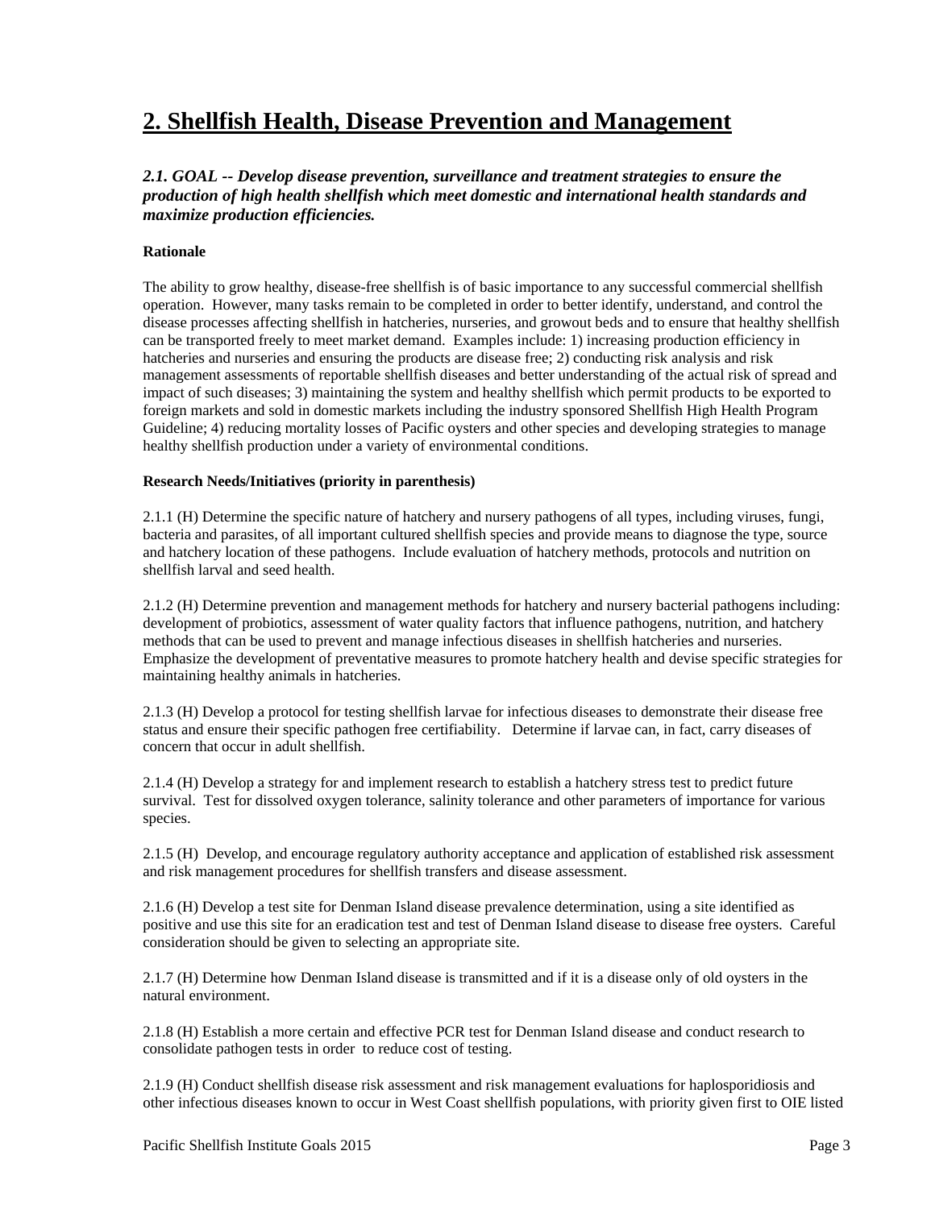# 2. Shellfish Health, Disease Prevention and Management

***2.1. GOAL -- Develop disease prevention, surveillance and treatment strategies to ensure the production of high health shellfish which meet domestic and international health standards and maximize production efficiencies.***

**Rationale**

The ability to grow healthy, disease-free shellfish is of basic importance to any successful commercial shellfish operation. However, many tasks remain to be completed in order to better identify, understand, and control the disease processes affecting shellfish in hatcheries, nurseries, and growout beds and to ensure that healthy shellfish can be transported freely to meet market demand. Examples include: 1) increasing production efficiency in hatcheries and nurseries and ensuring the products are disease free; 2) conducting risk analysis and risk management assessments of reportable shellfish diseases and better understanding of the actual risk of spread and impact of such diseases; 3) maintaining the system and healthy shellfish which permit products to be exported to foreign markets and sold in domestic markets including the industry sponsored Shellfish High Health Program Guideline; 4) reducing mortality losses of Pacific oysters and other species and developing strategies to manage healthy shellfish production under a variety of environmental conditions.

**Research Needs/Initiatives (priority in parenthesis)**

2.1.1 (H) Determine the specific nature of hatchery and nursery pathogens of all types, including viruses, fungi, bacteria and parasites, of all important cultured shellfish species and provide means to diagnose the type, source and hatchery location of these pathogens. Include evaluation of hatchery methods, protocols and nutrition on shellfish larval and seed health.

2.1.2 (H) Determine prevention and management methods for hatchery and nursery bacterial pathogens including: development of probiotics, assessment of water quality factors that influence pathogens, nutrition, and hatchery methods that can be used to prevent and manage infectious diseases in shellfish hatcheries and nurseries. Emphasize the development of preventative measures to promote hatchery health and devise specific strategies for maintaining healthy animals in hatcheries.

2.1.3 (H) Develop a protocol for testing shellfish larvae for infectious diseases to demonstrate their disease free status and ensure their specific pathogen free certifiability. Determine if larvae can, in fact, carry diseases of concern that occur in adult shellfish.

2.1.4 (H) Develop a strategy for and implement research to establish a hatchery stress test to predict future survival. Test for dissolved oxygen tolerance, salinity tolerance and other parameters of importance for various species.

2.1.5 (H) Develop, and encourage regulatory authority acceptance and application of established risk assessment and risk management procedures for shellfish transfers and disease assessment.

2.1.6 (H) Develop a test site for Denman Island disease prevalence determination, using a site identified as positive and use this site for an eradication test and test of Denman Island disease to disease free oysters. Careful consideration should be given to selecting an appropriate site.

2.1.7 (H) Determine how Denman Island disease is transmitted and if it is a disease only of old oysters in the natural environment.

2.1.8 (H) Establish a more certain and effective PCR test for Denman Island disease and conduct research to consolidate pathogen tests in order to reduce cost of testing.

2.1.9 (H) Conduct shellfish disease risk assessment and risk management evaluations for haplosporidiosis and other infectious diseases known to occur in West Coast shellfish populations, with priority given first to OIE listed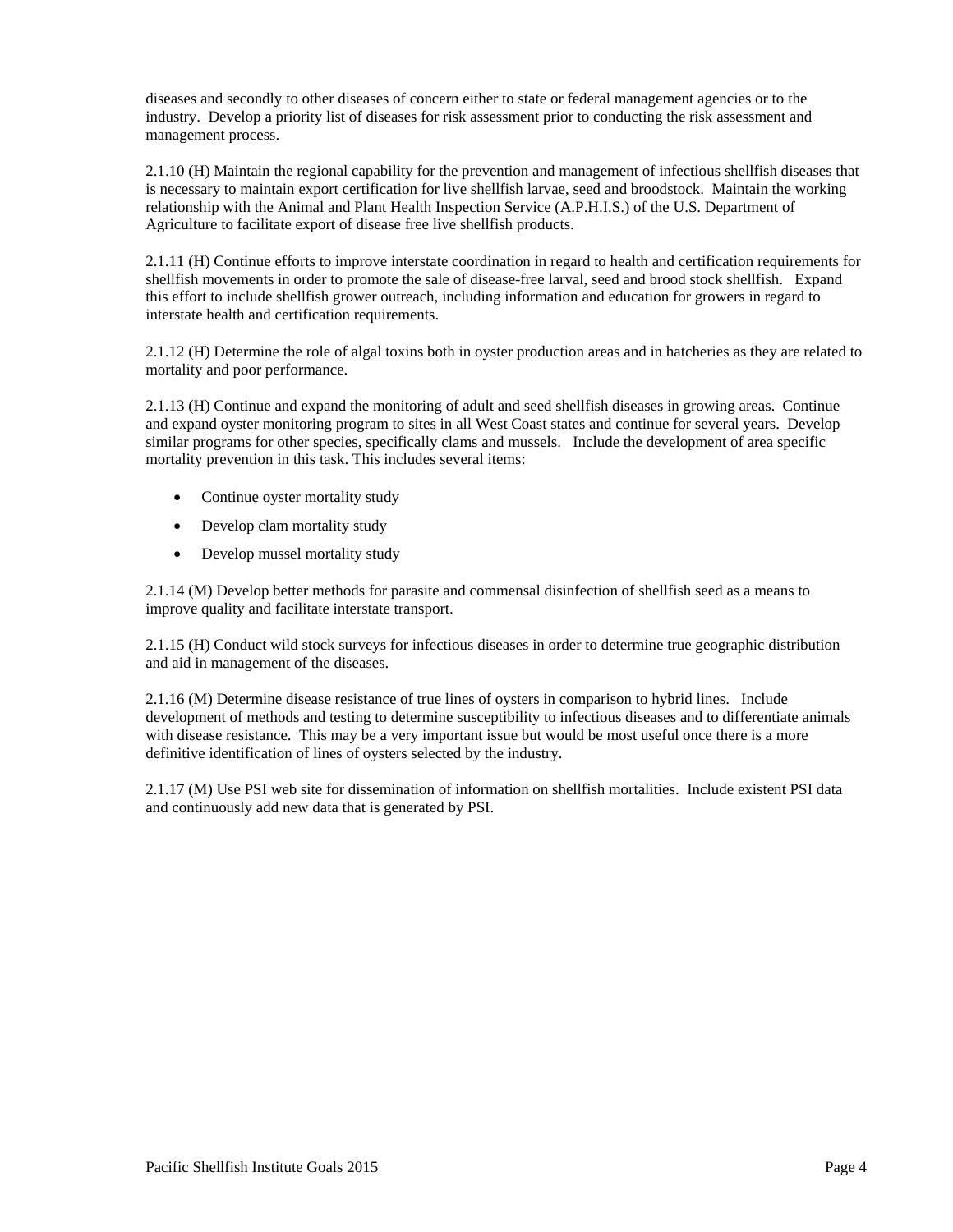diseases and secondly to other diseases of concern either to state or federal management agencies or to the industry. Develop a priority list of diseases for risk assessment prior to conducting the risk assessment and management process.

2.1.10 (H) Maintain the regional capability for the prevention and management of infectious shellfish diseases that is necessary to maintain export certification for live shellfish larvae, seed and broodstock. Maintain the working relationship with the Animal and Plant Health Inspection Service (A.P.H.I.S.) of the U.S. Department of Agriculture to facilitate export of disease free live shellfish products.

2.1.11 (H) Continue efforts to improve interstate coordination in regard to health and certification requirements for shellfish movements in order to promote the sale of disease-free larval, seed and brood stock shellfish. Expand this effort to include shellfish grower outreach, including information and education for growers in regard to interstate health and certification requirements.

2.1.12 (H) Determine the role of algal toxins both in oyster production areas and in hatcheries as they are related to mortality and poor performance.

2.1.13 (H) Continue and expand the monitoring of adult and seed shellfish diseases in growing areas. Continue and expand oyster monitoring program to sites in all West Coast states and continue for several years. Develop similar programs for other species, specifically clams and mussels. Include the development of area specific mortality prevention in this task. This includes several items:

- Continue oyster mortality study
- Develop clam mortality study
- Develop mussel mortality study

2.1.14 (M) Develop better methods for parasite and commensal disinfection of shellfish seed as a means to improve quality and facilitate interstate transport.

2.1.15 (H) Conduct wild stock surveys for infectious diseases in order to determine true geographic distribution and aid in management of the diseases.

2.1.16 (M) Determine disease resistance of true lines of oysters in comparison to hybrid lines. Include development of methods and testing to determine susceptibility to infectious diseases and to differentiate animals with disease resistance. This may be a very important issue but would be most useful once there is a more definitive identification of lines of oysters selected by the industry.

2.1.17 (M) Use PSI web site for dissemination of information on shellfish mortalities. Include existent PSI data and continuously add new data that is generated by PSI.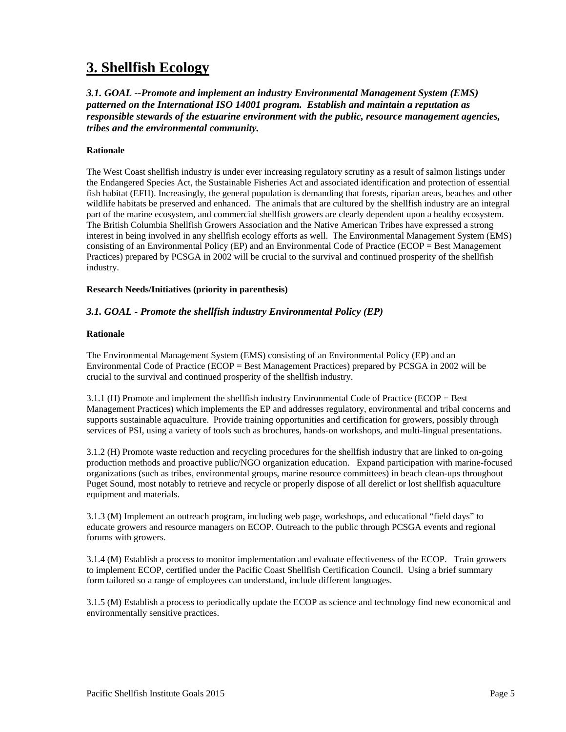# 3. Shellfish Ecology

***3.1. GOAL --Promote and implement an industry Environmental Management System (EMS) patterned on the International ISO 14001 program. Establish and maintain a reputation as responsible stewards of the estuarine environment with the public, resource management agencies, tribes and the environmental community.***

**Rationale**

The West Coast shellfish industry is under ever increasing regulatory scrutiny as a result of salmon listings under the Endangered Species Act, the Sustainable Fisheries Act and associated identification and protection of essential fish habitat (EFH). Increasingly, the general population is demanding that forests, riparian areas, beaches and other wildlife habitats be preserved and enhanced. The animals that are cultured by the shellfish industry are an integral part of the marine ecosystem, and commercial shellfish growers are clearly dependent upon a healthy ecosystem. The British Columbia Shellfish Growers Association and the Native American Tribes have expressed a strong interest in being involved in any shellfish ecology efforts as well. The Environmental Management System (EMS) consisting of an Environmental Policy (EP) and an Environmental Code of Practice (ECOP = Best Management Practices) prepared by PCSGA in 2002 will be crucial to the survival and continued prosperity of the shellfish industry.

**Research Needs/Initiatives (priority in parenthesis)**

***3.1. GOAL - Promote the shellfish industry Environmental Policy (EP)***

**Rationale**

The Environmental Management System (EMS) consisting of an Environmental Policy (EP) and an Environmental Code of Practice (ECOP = Best Management Practices) prepared by PCSGA in 2002 will be crucial to the survival and continued prosperity of the shellfish industry.

3.1.1 (H) Promote and implement the shellfish industry Environmental Code of Practice (ECOP = Best Management Practices) which implements the EP and addresses regulatory, environmental and tribal concerns and supports sustainable aquaculture. Provide training opportunities and certification for growers, possibly through services of PSI, using a variety of tools such as brochures, hands-on workshops, and multi-lingual presentations.

3.1.2 (H) Promote waste reduction and recycling procedures for the shellfish industry that are linked to on-going production methods and proactive public/NGO organization education. Expand participation with marine-focused organizations (such as tribes, environmental groups, marine resource committees) in beach clean-ups throughout Puget Sound, most notably to retrieve and recycle or properly dispose of all derelict or lost shellfish aquaculture equipment and materials.

3.1.3 (M) Implement an outreach program, including web page, workshops, and educational "field days" to educate growers and resource managers on ECOP. Outreach to the public through PCSGA events and regional forums with growers.

3.1.4 (M) Establish a process to monitor implementation and evaluate effectiveness of the ECOP. Train growers to implement ECOP, certified under the Pacific Coast Shellfish Certification Council. Using a brief summary form tailored so a range of employees can understand, include different languages.

3.1.5 (M) Establish a process to periodically update the ECOP as science and technology find new economical and environmentally sensitive practices.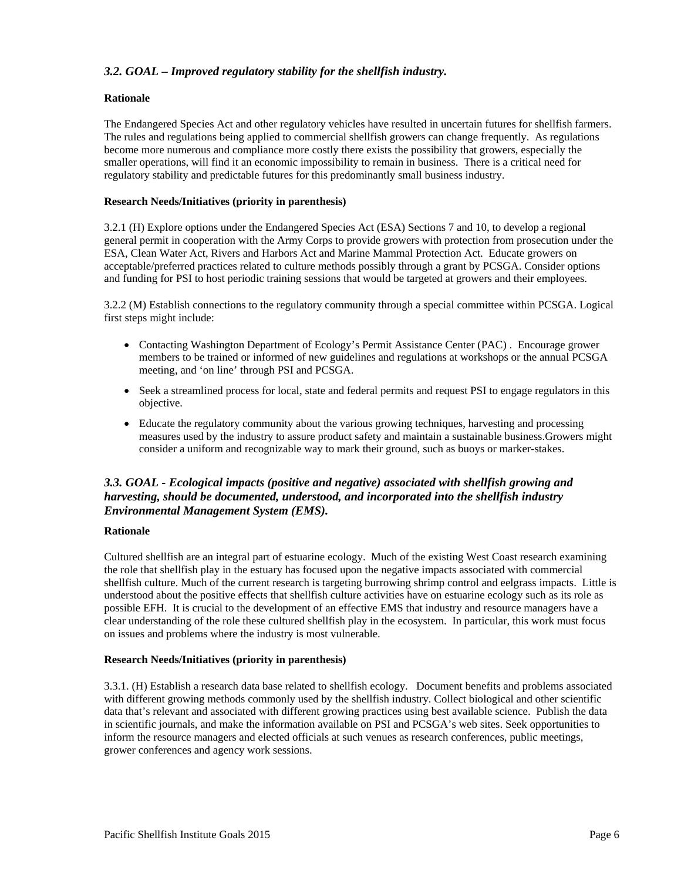### *3.2. GOAL – Improved regulatory stability for the shellfish industry.*

**Rationale**

The Endangered Species Act and other regulatory vehicles have resulted in uncertain futures for shellfish farmers. The rules and regulations being applied to commercial shellfish growers can change frequently. As regulations become more numerous and compliance more costly there exists the possibility that growers, especially the smaller operations, will find it an economic impossibility to remain in business. There is a critical need for regulatory stability and predictable futures for this predominantly small business industry.

**Research Needs/Initiatives (priority in parenthesis)**

3.2.1 (H) Explore options under the Endangered Species Act (ESA) Sections 7 and 10, to develop a regional general permit in cooperation with the Army Corps to provide growers with protection from prosecution under the ESA, Clean Water Act, Rivers and Harbors Act and Marine Mammal Protection Act. Educate growers on acceptable/preferred practices related to culture methods possibly through a grant by PCSGA. Consider options and funding for PSI to host periodic training sessions that would be targeted at growers and their employees.

3.2.2 (M) Establish connections to the regulatory community through a special committee within PCSGA. Logical first steps might include:

- Contacting Washington Department of Ecology's Permit Assistance Center (PAC) . Encourage grower members to be trained or informed of new guidelines and regulations at workshops or the annual PCSGA meeting, and 'on line' through PSI and PCSGA.
- Seek a streamlined process for local, state and federal permits and request PSI to engage regulators in this objective.
- Educate the regulatory community about the various growing techniques, harvesting and processing measures used by the industry to assure product safety and maintain a sustainable business.Growers might consider a uniform and recognizable way to mark their ground, such as buoys or marker-stakes.

### *3.3. GOAL - Ecological impacts (positive and negative) associated with shellfish growing and harvesting, should be documented, understood, and incorporated into the shellfish industry Environmental Management System (EMS).*

**Rationale**

Cultured shellfish are an integral part of estuarine ecology. Much of the existing West Coast research examining the role that shellfish play in the estuary has focused upon the negative impacts associated with commercial shellfish culture. Much of the current research is targeting burrowing shrimp control and eelgrass impacts. Little is understood about the positive effects that shellfish culture activities have on estuarine ecology such as its role as possible EFH. It is crucial to the development of an effective EMS that industry and resource managers have a clear understanding of the role these cultured shellfish play in the ecosystem. In particular, this work must focus on issues and problems where the industry is most vulnerable.

**Research Needs/Initiatives (priority in parenthesis)**

3.3.1. (H) Establish a research data base related to shellfish ecology. Document benefits and problems associated with different growing methods commonly used by the shellfish industry. Collect biological and other scientific data that's relevant and associated with different growing practices using best available science. Publish the data in scientific journals, and make the information available on PSI and PCSGA's web sites. Seek opportunities to inform the resource managers and elected officials at such venues as research conferences, public meetings, grower conferences and agency work sessions.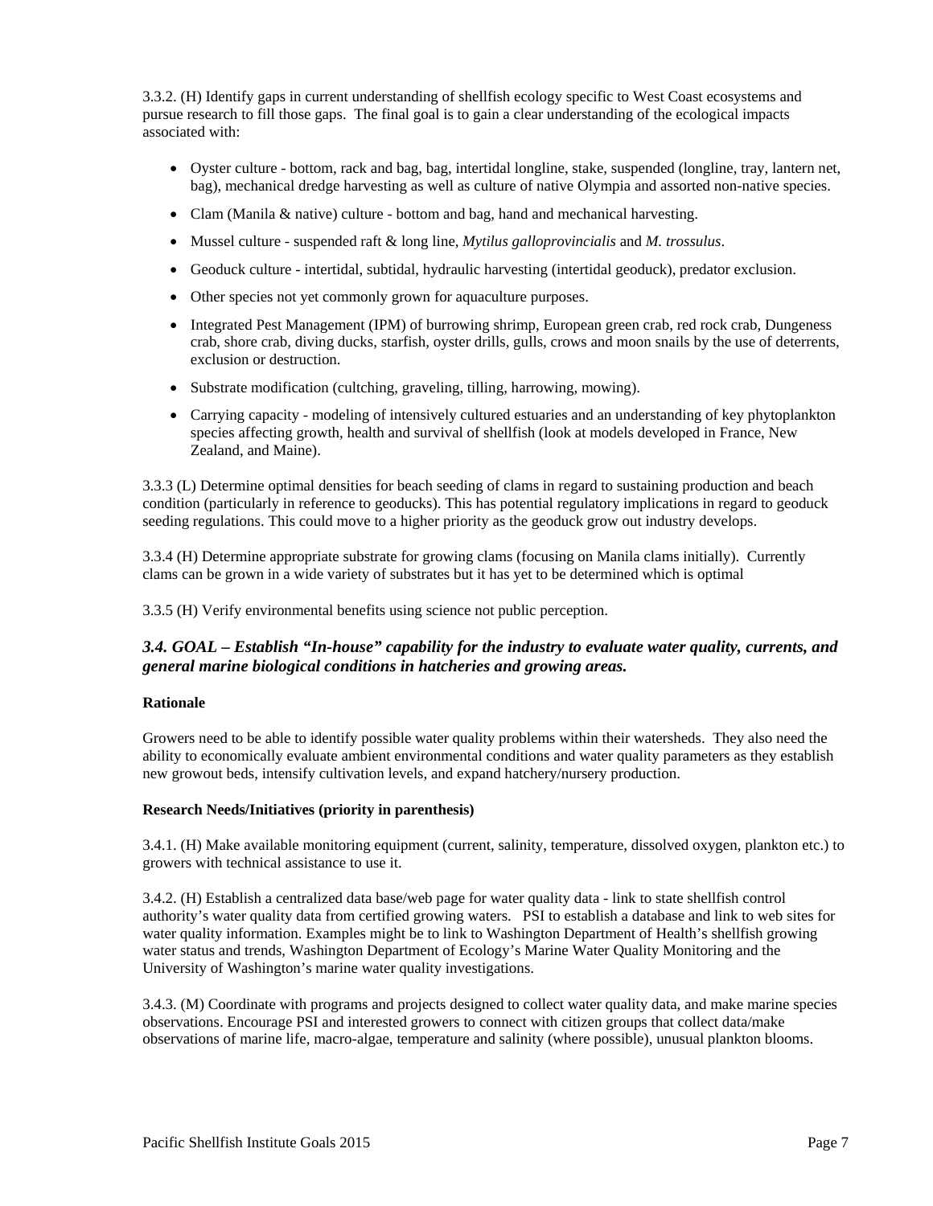3.3.2. (H) Identify gaps in current understanding of shellfish ecology specific to West Coast ecosystems and pursue research to fill those gaps. The final goal is to gain a clear understanding of the ecological impacts associated with:

- Oyster culture - bottom, rack and bag, bag, intertidal longline, stake, suspended (longline, tray, lantern net, bag), mechanical dredge harvesting as well as culture of native Olympia and assorted non-native species.
- Clam (Manila & native) culture - bottom and bag, hand and mechanical harvesting.
- Mussel culture - suspended raft & long line, *Mytilus galloprovincialis* and *M. trossulus*.
- Geoduck culture - intertidal, subtidal, hydraulic harvesting (intertidal geoduck), predator exclusion.
- Other species not yet commonly grown for aquaculture purposes.
- Integrated Pest Management (IPM) of burrowing shrimp, European green crab, red rock crab, Dungeness crab, shore crab, diving ducks, starfish, oyster drills, gulls, crows and moon snails by the use of deterrents, exclusion or destruction.
- Substrate modification (cultching, graveling, tilling, harrowing, mowing).
- Carrying capacity - modeling of intensively cultured estuaries and an understanding of key phytoplankton species affecting growth, health and survival of shellfish (look at models developed in France, New Zealand, and Maine).

3.3.3 (L) Determine optimal densities for beach seeding of clams in regard to sustaining production and beach condition (particularly in reference to geoducks). This has potential regulatory implications in regard to geoduck seeding regulations. This could move to a higher priority as the geoduck grow out industry develops.

3.3.4 (H) Determine appropriate substrate for growing clams (focusing on Manila clams initially). Currently clams can be grown in a wide variety of substrates but it has yet to be determined which is optimal

3.3.5 (H) Verify environmental benefits using science not public perception.

### *3.4. GOAL – Establish "In-house" capability for the industry to evaluate water quality, currents, and general marine biological conditions in hatcheries and growing areas.*

**Rationale**

Growers need to be able to identify possible water quality problems within their watersheds. They also need the ability to economically evaluate ambient environmental conditions and water quality parameters as they establish new growout beds, intensify cultivation levels, and expand hatchery/nursery production.

**Research Needs/Initiatives (priority in parenthesis)**

3.4.1. (H) Make available monitoring equipment (current, salinity, temperature, dissolved oxygen, plankton etc.) to growers with technical assistance to use it.

3.4.2. (H) Establish a centralized data base/web page for water quality data - link to state shellfish control authority's water quality data from certified growing waters. PSI to establish a database and link to web sites for water quality information. Examples might be to link to Washington Department of Health's shellfish growing water status and trends, Washington Department of Ecology's Marine Water Quality Monitoring and the University of Washington's marine water quality investigations.

3.4.3. (M) Coordinate with programs and projects designed to collect water quality data, and make marine species observations. Encourage PSI and interested growers to connect with citizen groups that collect data/make observations of marine life, macro-algae, temperature and salinity (where possible), unusual plankton blooms.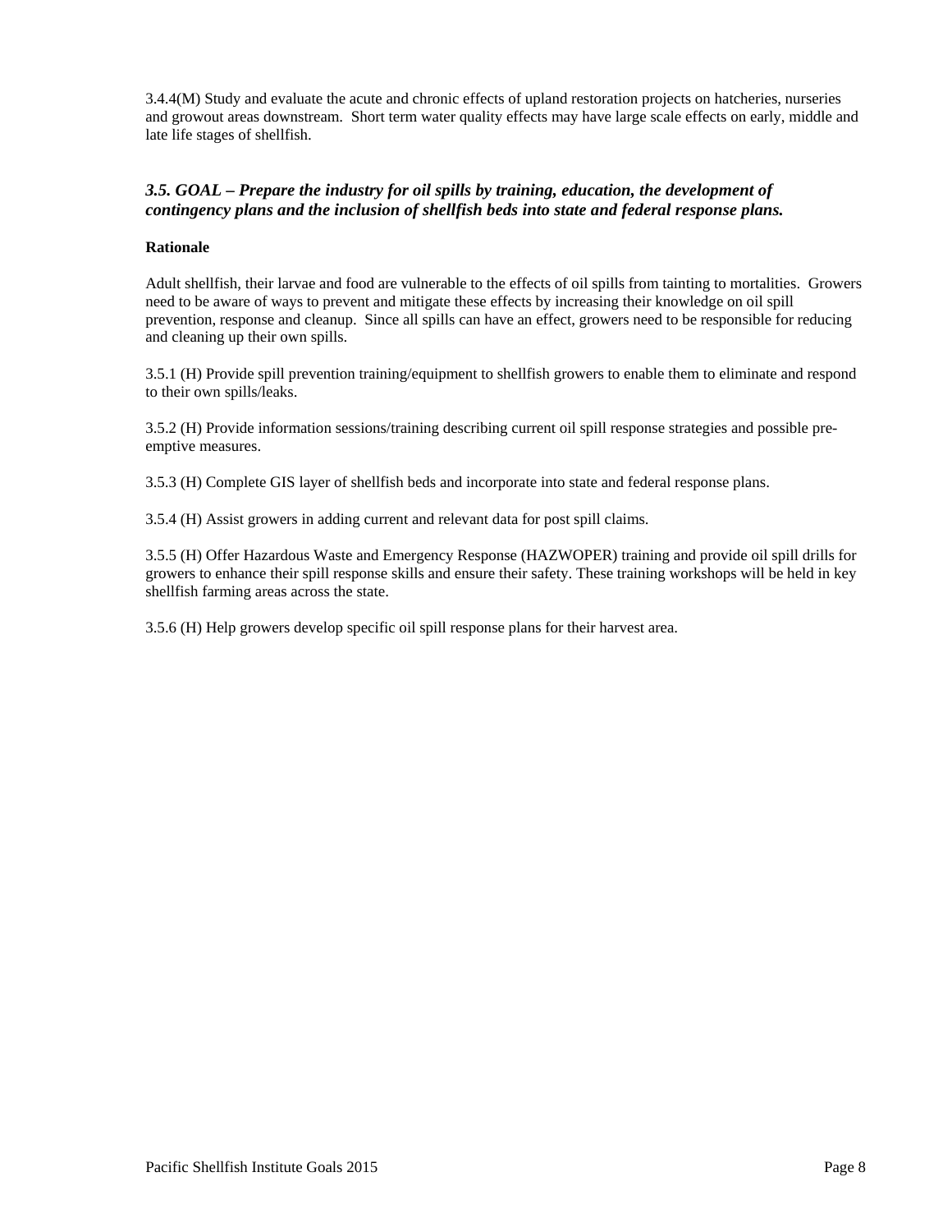3.4.4(M) Study and evaluate the acute and chronic effects of upland restoration projects on hatcheries, nurseries and growout areas downstream. Short term water quality effects may have large scale effects on early, middle and late life stages of shellfish.

### *3.5. GOAL – Prepare the industry for oil spills by training, education, the development of contingency plans and the inclusion of shellfish beds into state and federal response plans.*

**Rationale**

Adult shellfish, their larvae and food are vulnerable to the effects of oil spills from tainting to mortalities. Growers need to be aware of ways to prevent and mitigate these effects by increasing their knowledge on oil spill prevention, response and cleanup. Since all spills can have an effect, growers need to be responsible for reducing and cleaning up their own spills.

3.5.1 (H) Provide spill prevention training/equipment to shellfish growers to enable them to eliminate and respond to their own spills/leaks.

3.5.2 (H) Provide information sessions/training describing current oil spill response strategies and possible pre-emptive measures.

3.5.3 (H) Complete GIS layer of shellfish beds and incorporate into state and federal response plans.

3.5.4 (H) Assist growers in adding current and relevant data for post spill claims.

3.5.5 (H) Offer Hazardous Waste and Emergency Response (HAZWOPER) training and provide oil spill drills for growers to enhance their spill response skills and ensure their safety. These training workshops will be held in key shellfish farming areas across the state.

3.5.6 (H) Help growers develop specific oil spill response plans for their harvest area.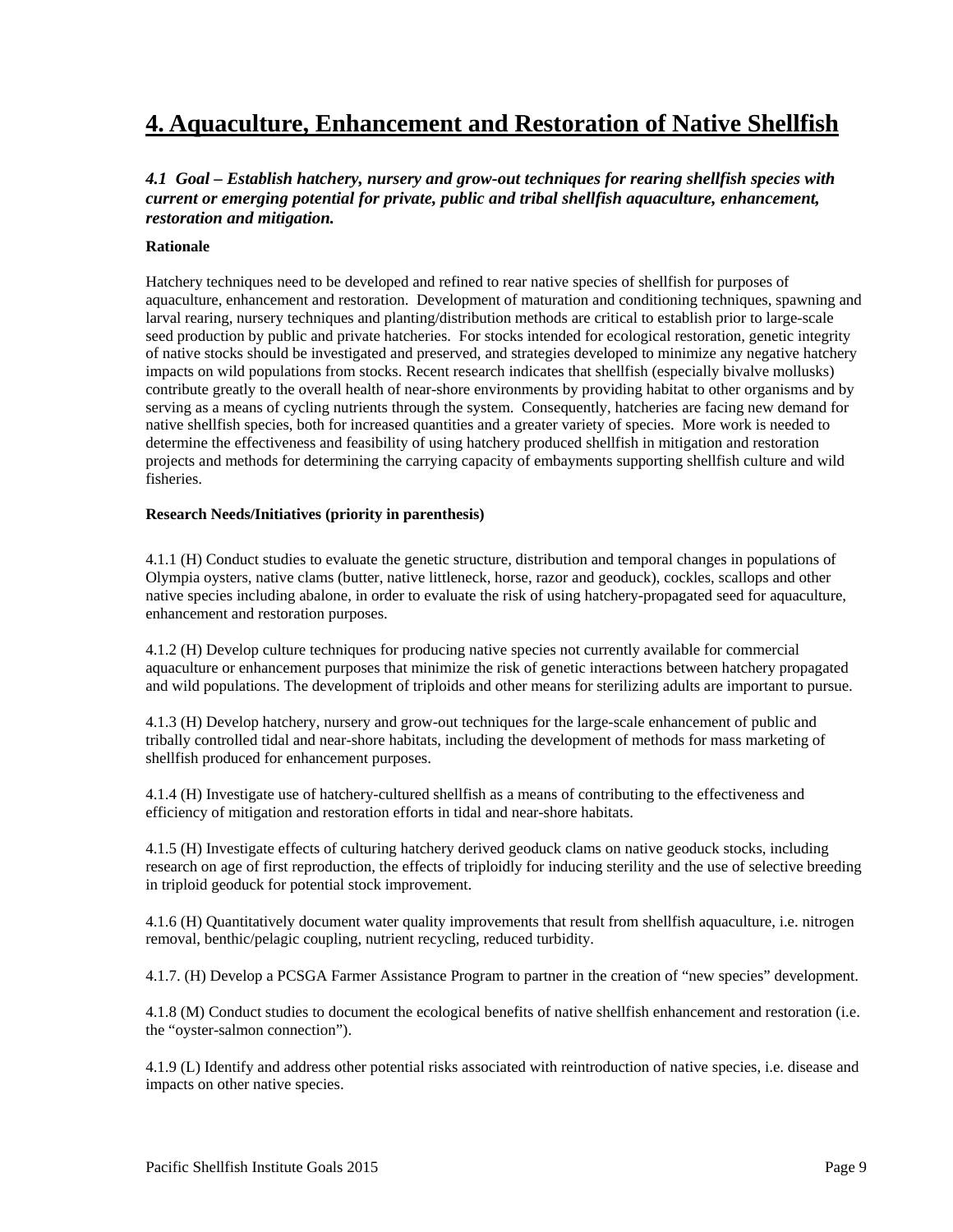# 4. Aquaculture, Enhancement and Restoration of Native Shellfish

### *4.1 Goal – Establish hatchery, nursery and grow-out techniques for rearing shellfish species with current or emerging potential for private, public and tribal shellfish aquaculture, enhancement, restoration and mitigation.*

**Rationale**

Hatchery techniques need to be developed and refined to rear native species of shellfish for purposes of aquaculture, enhancement and restoration. Development of maturation and conditioning techniques, spawning and larval rearing, nursery techniques and planting/distribution methods are critical to establish prior to large-scale seed production by public and private hatcheries. For stocks intended for ecological restoration, genetic integrity of native stocks should be investigated and preserved, and strategies developed to minimize any negative hatchery impacts on wild populations from stocks. Recent research indicates that shellfish (especially bivalve mollusks) contribute greatly to the overall health of near-shore environments by providing habitat to other organisms and by serving as a means of cycling nutrients through the system. Consequently, hatcheries are facing new demand for native shellfish species, both for increased quantities and a greater variety of species. More work is needed to determine the effectiveness and feasibility of using hatchery produced shellfish in mitigation and restoration projects and methods for determining the carrying capacity of embayments supporting shellfish culture and wild fisheries.

**Research Needs/Initiatives (priority in parenthesis)**

4.1.1 (H) Conduct studies to evaluate the genetic structure, distribution and temporal changes in populations of Olympia oysters, native clams (butter, native littleneck, horse, razor and geoduck), cockles, scallops and other native species including abalone, in order to evaluate the risk of using hatchery-propagated seed for aquaculture, enhancement and restoration purposes.

4.1.2 (H) Develop culture techniques for producing native species not currently available for commercial aquaculture or enhancement purposes that minimize the risk of genetic interactions between hatchery propagated and wild populations. The development of triploids and other means for sterilizing adults are important to pursue.

4.1.3 (H) Develop hatchery, nursery and grow-out techniques for the large-scale enhancement of public and tribally controlled tidal and near-shore habitats, including the development of methods for mass marketing of shellfish produced for enhancement purposes.

4.1.4 (H) Investigate use of hatchery-cultured shellfish as a means of contributing to the effectiveness and efficiency of mitigation and restoration efforts in tidal and near-shore habitats.

4.1.5 (H) Investigate effects of culturing hatchery derived geoduck clams on native geoduck stocks, including research on age of first reproduction, the effects of triploidly for inducing sterility and the use of selective breeding in triploid geoduck for potential stock improvement.

4.1.6 (H) Quantitatively document water quality improvements that result from shellfish aquaculture, i.e. nitrogen removal, benthic/pelagic coupling, nutrient recycling, reduced turbidity.

4.1.7. (H) Develop a PCSGA Farmer Assistance Program to partner in the creation of "new species" development.

4.1.8 (M) Conduct studies to document the ecological benefits of native shellfish enhancement and restoration (i.e. the "oyster-salmon connection").

4.1.9 (L) Identify and address other potential risks associated with reintroduction of native species, i.e. disease and impacts on other native species.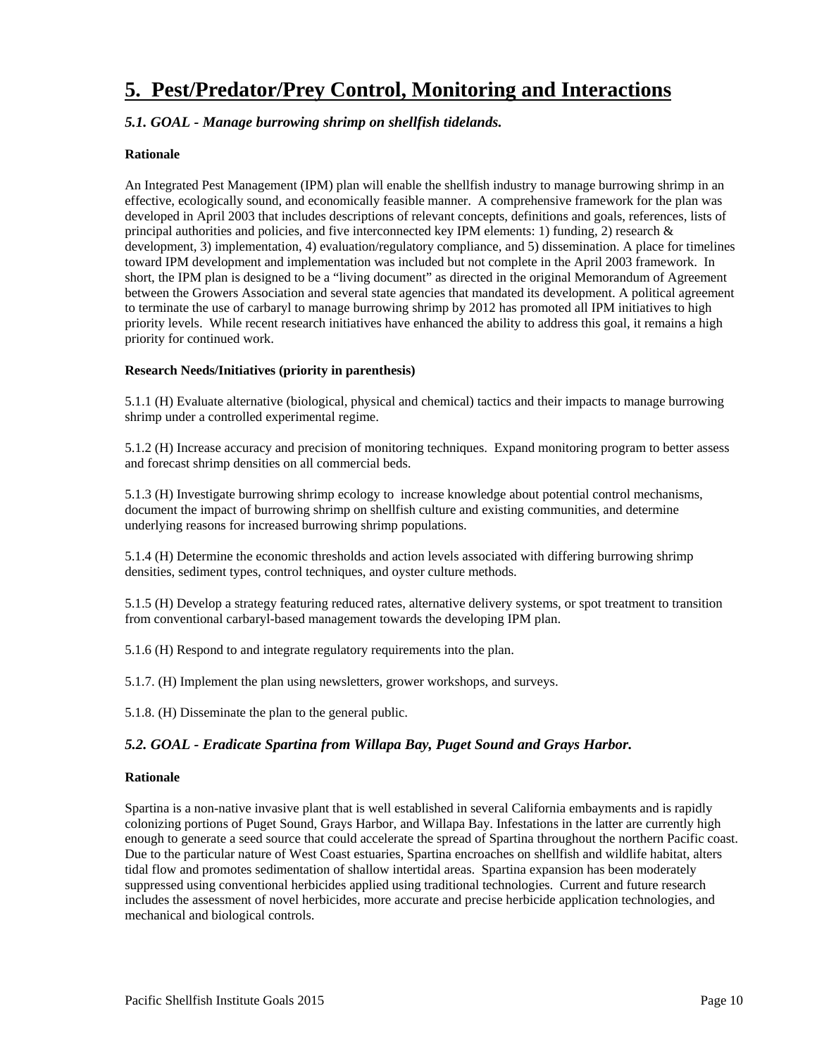# 5. Pest/Predator/Prey Control, Monitoring and Interactions

### *5.1. GOAL - Manage burrowing shrimp on shellfish tidelands.*

**Rationale**

An Integrated Pest Management (IPM) plan will enable the shellfish industry to manage burrowing shrimp in an effective, ecologically sound, and economically feasible manner. A comprehensive framework for the plan was developed in April 2003 that includes descriptions of relevant concepts, definitions and goals, references, lists of principal authorities and policies, and five interconnected key IPM elements: 1) funding, 2) research & development, 3) implementation, 4) evaluation/regulatory compliance, and 5) dissemination. A place for timelines toward IPM development and implementation was included but not complete in the April 2003 framework. In short, the IPM plan is designed to be a "living document" as directed in the original Memorandum of Agreement between the Growers Association and several state agencies that mandated its development. A political agreement to terminate the use of carbaryl to manage burrowing shrimp by 2012 has promoted all IPM initiatives to high priority levels. While recent research initiatives have enhanced the ability to address this goal, it remains a high priority for continued work.

**Research Needs/Initiatives (priority in parenthesis)**

5.1.1 (H) Evaluate alternative (biological, physical and chemical) tactics and their impacts to manage burrowing shrimp under a controlled experimental regime.

5.1.2 (H) Increase accuracy and precision of monitoring techniques. Expand monitoring program to better assess and forecast shrimp densities on all commercial beds.

5.1.3 (H) Investigate burrowing shrimp ecology to increase knowledge about potential control mechanisms, document the impact of burrowing shrimp on shellfish culture and existing communities, and determine underlying reasons for increased burrowing shrimp populations.

5.1.4 (H) Determine the economic thresholds and action levels associated with differing burrowing shrimp densities, sediment types, control techniques, and oyster culture methods.

5.1.5 (H) Develop a strategy featuring reduced rates, alternative delivery systems, or spot treatment to transition from conventional carbaryl-based management towards the developing IPM plan.

5.1.6 (H) Respond to and integrate regulatory requirements into the plan.

5.1.7. (H) Implement the plan using newsletters, grower workshops, and surveys.

5.1.8. (H) Disseminate the plan to the general public.

### *5.2. GOAL - Eradicate Spartina from Willapa Bay, Puget Sound and Grays Harbor.*

**Rationale**

Spartina is a non-native invasive plant that is well established in several California embayments and is rapidly colonizing portions of Puget Sound, Grays Harbor, and Willapa Bay. Infestations in the latter are currently high enough to generate a seed source that could accelerate the spread of Spartina throughout the northern Pacific coast. Due to the particular nature of West Coast estuaries, Spartina encroaches on shellfish and wildlife habitat, alters tidal flow and promotes sedimentation of shallow intertidal areas. Spartina expansion has been moderately suppressed using conventional herbicides applied using traditional technologies. Current and future research includes the assessment of novel herbicides, more accurate and precise herbicide application technologies, and mechanical and biological controls.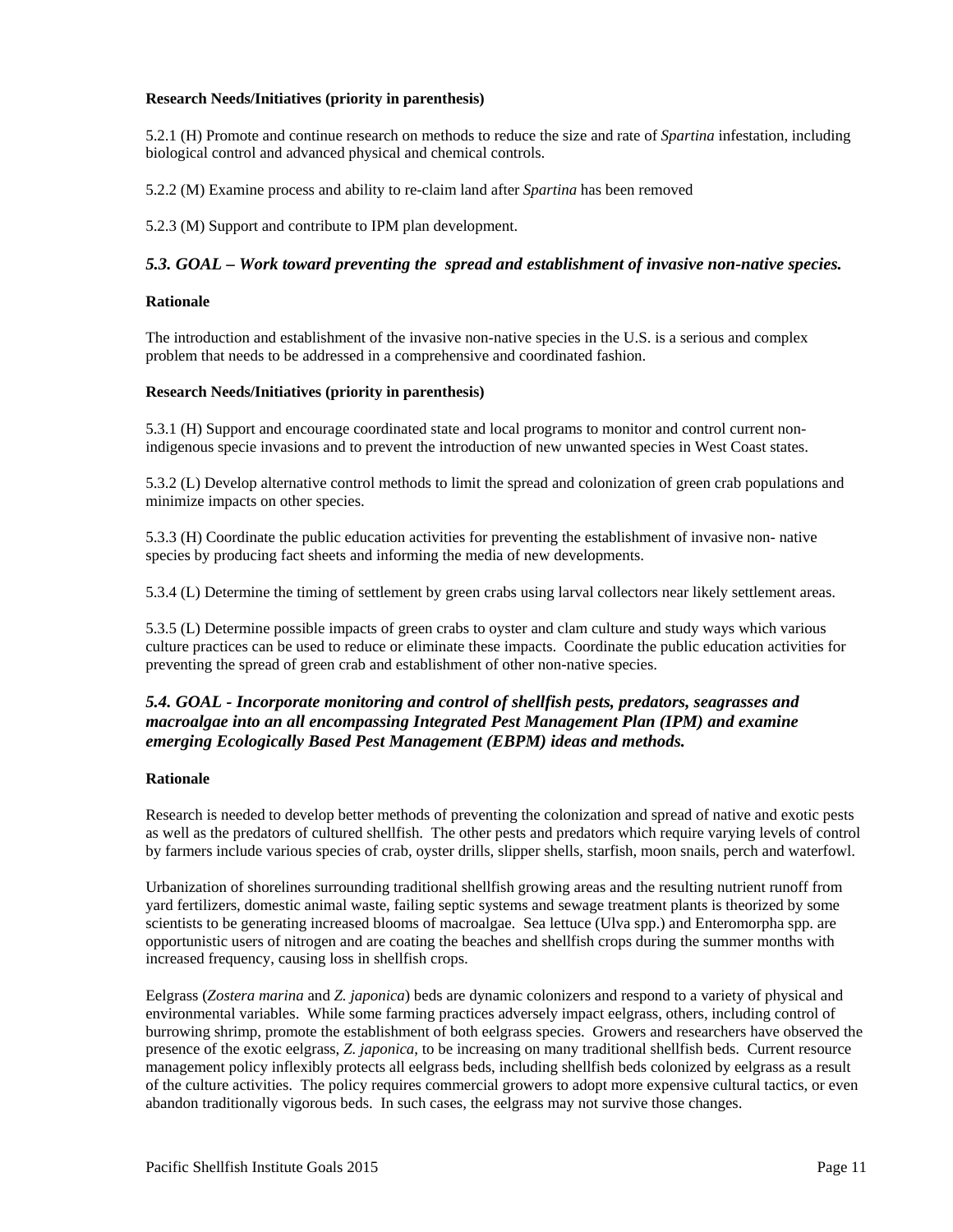**Research Needs/Initiatives (priority in parenthesis)**

5.2.1 (H) Promote and continue research on methods to reduce the size and rate of *Spartina* infestation, including biological control and advanced physical and chemical controls.

5.2.2 (M) Examine process and ability to re-claim land after *Spartina* has been removed

5.2.3 (M) Support and contribute to IPM plan development.

### *5.3. GOAL – Work toward preventing the spread and establishment of invasive non-native species.*

**Rationale**

The introduction and establishment of the invasive non-native species in the U.S. is a serious and complex problem that needs to be addressed in a comprehensive and coordinated fashion.

**Research Needs/Initiatives (priority in parenthesis)**

5.3.1 (H) Support and encourage coordinated state and local programs to monitor and control current non-indigenous specie invasions and to prevent the introduction of new unwanted species in West Coast states.

5.3.2 (L) Develop alternative control methods to limit the spread and colonization of green crab populations and minimize impacts on other species.

5.3.3 (H) Coordinate the public education activities for preventing the establishment of invasive non- native species by producing fact sheets and informing the media of new developments.

5.3.4 (L) Determine the timing of settlement by green crabs using larval collectors near likely settlement areas.

5.3.5 (L) Determine possible impacts of green crabs to oyster and clam culture and study ways which various culture practices can be used to reduce or eliminate these impacts. Coordinate the public education activities for preventing the spread of green crab and establishment of other non-native species.

### *5.4. GOAL - Incorporate monitoring and control of shellfish pests, predators, seagrasses and macroalgae into an all encompassing Integrated Pest Management Plan (IPM) and examine emerging Ecologically Based Pest Management (EBPM) ideas and methods.*

**Rationale**

Research is needed to develop better methods of preventing the colonization and spread of native and exotic pests as well as the predators of cultured shellfish. The other pests and predators which require varying levels of control by farmers include various species of crab, oyster drills, slipper shells, starfish, moon snails, perch and waterfowl.

Urbanization of shorelines surrounding traditional shellfish growing areas and the resulting nutrient runoff from yard fertilizers, domestic animal waste, failing septic systems and sewage treatment plants is theorized by some scientists to be generating increased blooms of macroalgae. Sea lettuce (Ulva spp.) and Enteromorpha spp. are opportunistic users of nitrogen and are coating the beaches and shellfish crops during the summer months with increased frequency, causing loss in shellfish crops.

Eelgrass (*Zostera marina* and *Z. japonica*) beds are dynamic colonizers and respond to a variety of physical and environmental variables. While some farming practices adversely impact eelgrass, others, including control of burrowing shrimp, promote the establishment of both eelgrass species. Growers and researchers have observed the presence of the exotic eelgrass, *Z. japonica*, to be increasing on many traditional shellfish beds. Current resource management policy inflexibly protects all eelgrass beds, including shellfish beds colonized by eelgrass as a result of the culture activities. The policy requires commercial growers to adopt more expensive cultural tactics, or even abandon traditionally vigorous beds. In such cases, the eelgrass may not survive those changes.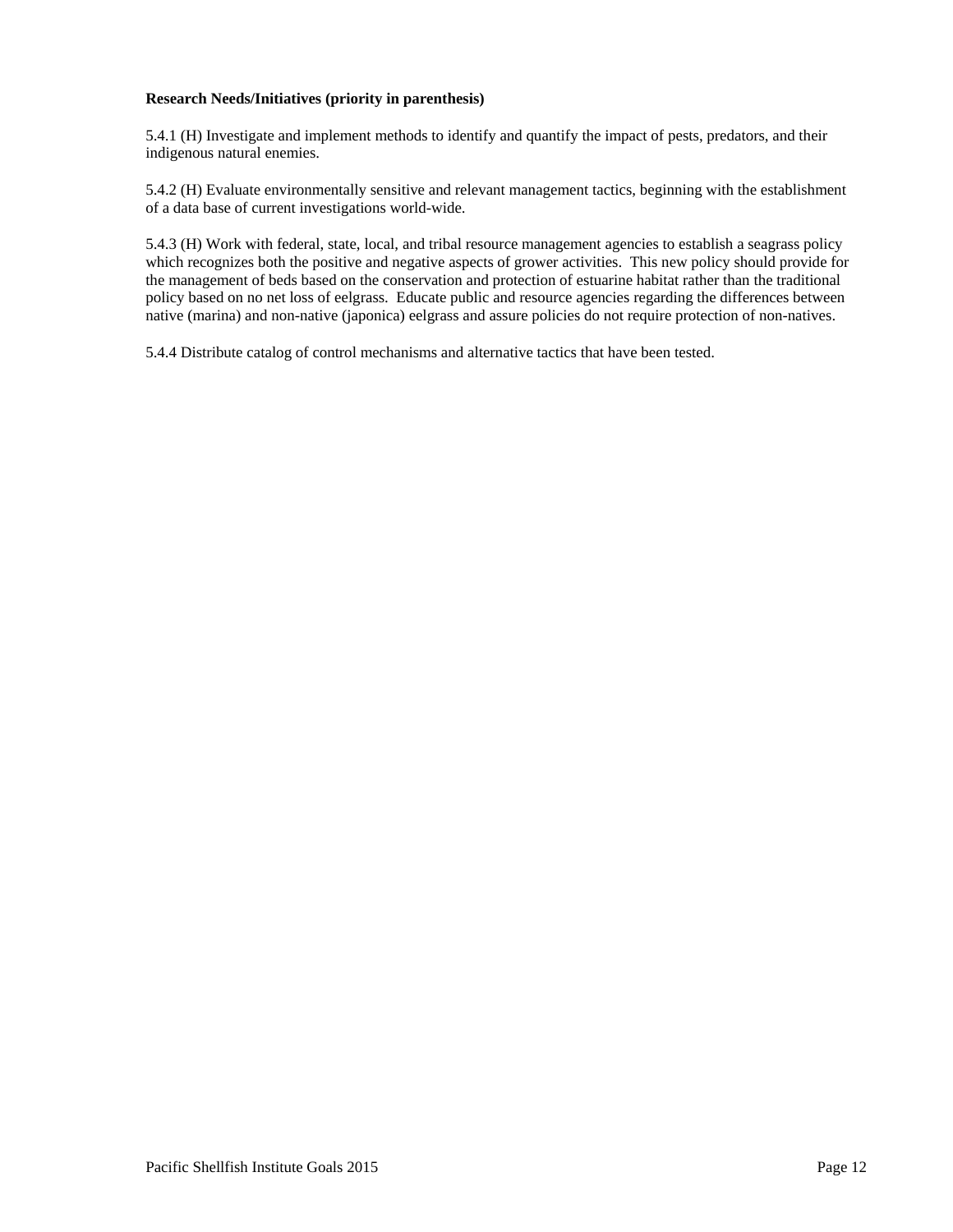**Research Needs/Initiatives (priority in parenthesis)**

5.4.1 (H) Investigate and implement methods to identify and quantify the impact of pests, predators, and their indigenous natural enemies.

5.4.2 (H) Evaluate environmentally sensitive and relevant management tactics, beginning with the establishment of a data base of current investigations world-wide.

5.4.3 (H) Work with federal, state, local, and tribal resource management agencies to establish a seagrass policy which recognizes both the positive and negative aspects of grower activities. This new policy should provide for the management of beds based on the conservation and protection of estuarine habitat rather than the traditional policy based on no net loss of eelgrass. Educate public and resource agencies regarding the differences between native (marina) and non-native (japonica) eelgrass and assure policies do not require protection of non-natives.

5.4.4 Distribute catalog of control mechanisms and alternative tactics that have been tested.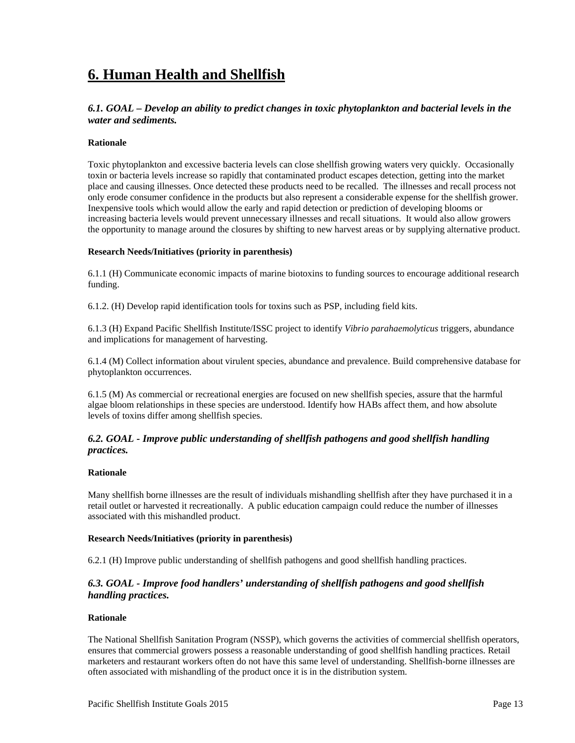# 6. Human Health and Shellfish

### *6.1. GOAL – Develop an ability to predict changes in toxic phytoplankton and bacterial levels in the water and sediments.*

**Rationale**

Toxic phytoplankton and excessive bacteria levels can close shellfish growing waters very quickly. Occasionally toxin or bacteria levels increase so rapidly that contaminated product escapes detection, getting into the market place and causing illnesses. Once detected these products need to be recalled. The illnesses and recall process not only erode consumer confidence in the products but also represent a considerable expense for the shellfish grower. Inexpensive tools which would allow the early and rapid detection or prediction of developing blooms or increasing bacteria levels would prevent unnecessary illnesses and recall situations. It would also allow growers the opportunity to manage around the closures by shifting to new harvest areas or by supplying alternative product.

**Research Needs/Initiatives (priority in parenthesis)**

6.1.1 (H) Communicate economic impacts of marine biotoxins to funding sources to encourage additional research funding.

6.1.2. (H) Develop rapid identification tools for toxins such as PSP, including field kits.

6.1.3 (H) Expand Pacific Shellfish Institute/ISSC project to identify *Vibrio parahaemolyticus* triggers, abundance and implications for management of harvesting.

6.1.4 (M) Collect information about virulent species, abundance and prevalence. Build comprehensive database for phytoplankton occurrences.

6.1.5 (M) As commercial or recreational energies are focused on new shellfish species, assure that the harmful algae bloom relationships in these species are understood. Identify how HABs affect them, and how absolute levels of toxins differ among shellfish species.

### *6.2. GOAL - Improve public understanding of shellfish pathogens and good shellfish handling practices.*

**Rationale**

Many shellfish borne illnesses are the result of individuals mishandling shellfish after they have purchased it in a retail outlet or harvested it recreationally. A public education campaign could reduce the number of illnesses associated with this mishandled product.

**Research Needs/Initiatives (priority in parenthesis)**

6.2.1 (H) Improve public understanding of shellfish pathogens and good shellfish handling practices.

### *6.3. GOAL - Improve food handlers' understanding of shellfish pathogens and good shellfish handling practices.*

**Rationale**

The National Shellfish Sanitation Program (NSSP), which governs the activities of commercial shellfish operators, ensures that commercial growers possess a reasonable understanding of good shellfish handling practices. Retail marketers and restaurant workers often do not have this same level of understanding. Shellfish-borne illnesses are often associated with mishandling of the product once it is in the distribution system.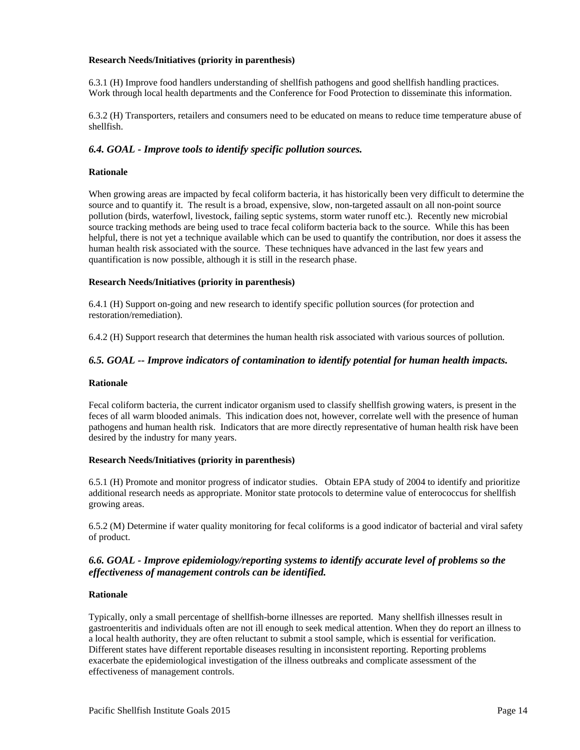**Research Needs/Initiatives (priority in parenthesis)**

6.3.1 (H) Improve food handlers understanding of shellfish pathogens and good shellfish handling practices. Work through local health departments and the Conference for Food Protection to disseminate this information.

6.3.2 (H) Transporters, retailers and consumers need to be educated on means to reduce time temperature abuse of shellfish.

### *6.4. GOAL - Improve tools to identify specific pollution sources.*

**Rationale**

When growing areas are impacted by fecal coliform bacteria, it has historically been very difficult to determine the source and to quantify it. The result is a broad, expensive, slow, non-targeted assault on all non-point source pollution (birds, waterfowl, livestock, failing septic systems, storm water runoff etc.). Recently new microbial source tracking methods are being used to trace fecal coliform bacteria back to the source. While this has been helpful, there is not yet a technique available which can be used to quantify the contribution, nor does it assess the human health risk associated with the source. These techniques have advanced in the last few years and quantification is now possible, although it is still in the research phase.

**Research Needs/Initiatives (priority in parenthesis)**

6.4.1 (H) Support on-going and new research to identify specific pollution sources (for protection and restoration/remediation).

6.4.2 (H) Support research that determines the human health risk associated with various sources of pollution.

### *6.5. GOAL -- Improve indicators of contamination to identify potential for human health impacts.*

**Rationale**

Fecal coliform bacteria, the current indicator organism used to classify shellfish growing waters, is present in the feces of all warm blooded animals. This indication does not, however, correlate well with the presence of human pathogens and human health risk. Indicators that are more directly representative of human health risk have been desired by the industry for many years.

**Research Needs/Initiatives (priority in parenthesis)**

6.5.1 (H) Promote and monitor progress of indicator studies. Obtain EPA study of 2004 to identify and prioritize additional research needs as appropriate. Monitor state protocols to determine value of enterococcus for shellfish growing areas.

6.5.2 (M) Determine if water quality monitoring for fecal coliforms is a good indicator of bacterial and viral safety of product.

### *6.6. GOAL - Improve epidemiology/reporting systems to identify accurate level of problems so the effectiveness of management controls can be identified.*

**Rationale**

Typically, only a small percentage of shellfish-borne illnesses are reported. Many shellfish illnesses result in gastroenteritis and individuals often are not ill enough to seek medical attention. When they do report an illness to a local health authority, they are often reluctant to submit a stool sample, which is essential for verification. Different states have different reportable diseases resulting in inconsistent reporting. Reporting problems exacerbate the epidemiological investigation of the illness outbreaks and complicate assessment of the effectiveness of management controls.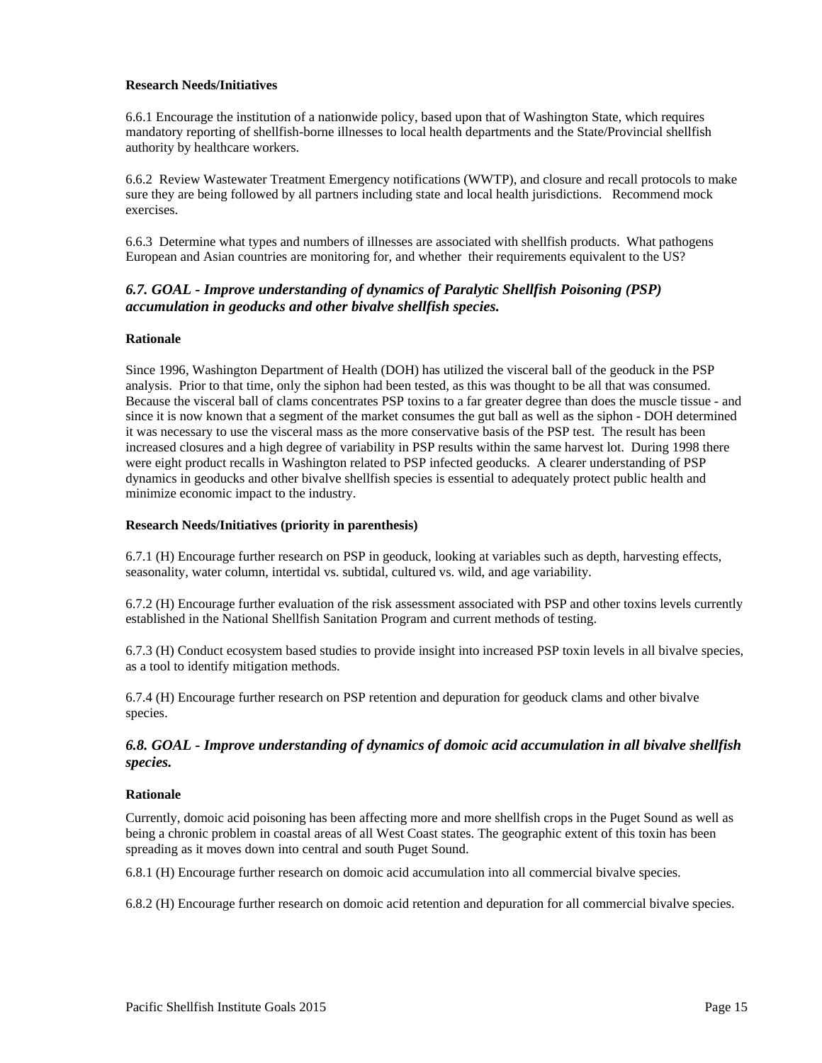**Research Needs/Initiatives**

6.6.1 Encourage the institution of a nationwide policy, based upon that of Washington State, which requires mandatory reporting of shellfish-borne illnesses to local health departments and the State/Provincial shellfish authority by healthcare workers.

6.6.2 Review Wastewater Treatment Emergency notifications (WWTP), and closure and recall protocols to make sure they are being followed by all partners including state and local health jurisdictions. Recommend mock exercises.

6.6.3 Determine what types and numbers of illnesses are associated with shellfish products. What pathogens European and Asian countries are monitoring for, and whether their requirements equivalent to the US?

### *6.7. GOAL - Improve understanding of dynamics of Paralytic Shellfish Poisoning (PSP) accumulation in geoducks and other bivalve shellfish species.*

**Rationale**

Since 1996, Washington Department of Health (DOH) has utilized the visceral ball of the geoduck in the PSP analysis. Prior to that time, only the siphon had been tested, as this was thought to be all that was consumed. Because the visceral ball of clams concentrates PSP toxins to a far greater degree than does the muscle tissue - and since it is now known that a segment of the market consumes the gut ball as well as the siphon - DOH determined it was necessary to use the visceral mass as the more conservative basis of the PSP test. The result has been increased closures and a high degree of variability in PSP results within the same harvest lot. During 1998 there were eight product recalls in Washington related to PSP infected geoducks. A clearer understanding of PSP dynamics in geoducks and other bivalve shellfish species is essential to adequately protect public health and minimize economic impact to the industry.

**Research Needs/Initiatives (priority in parenthesis)**

6.7.1 (H) Encourage further research on PSP in geoduck, looking at variables such as depth, harvesting effects, seasonality, water column, intertidal vs. subtidal, cultured vs. wild, and age variability.

6.7.2 (H) Encourage further evaluation of the risk assessment associated with PSP and other toxins levels currently established in the National Shellfish Sanitation Program and current methods of testing.

6.7.3 (H) Conduct ecosystem based studies to provide insight into increased PSP toxin levels in all bivalve species, as a tool to identify mitigation methods.

6.7.4 (H) Encourage further research on PSP retention and depuration for geoduck clams and other bivalve species.

### *6.8. GOAL - Improve understanding of dynamics of domoic acid accumulation in all bivalve shellfish species.*

**Rationale**

Currently, domoic acid poisoning has been affecting more and more shellfish crops in the Puget Sound as well as being a chronic problem in coastal areas of all West Coast states. The geographic extent of this toxin has been spreading as it moves down into central and south Puget Sound.

6.8.1 (H) Encourage further research on domoic acid accumulation into all commercial bivalve species.

6.8.2 (H) Encourage further research on domoic acid retention and depuration for all commercial bivalve species.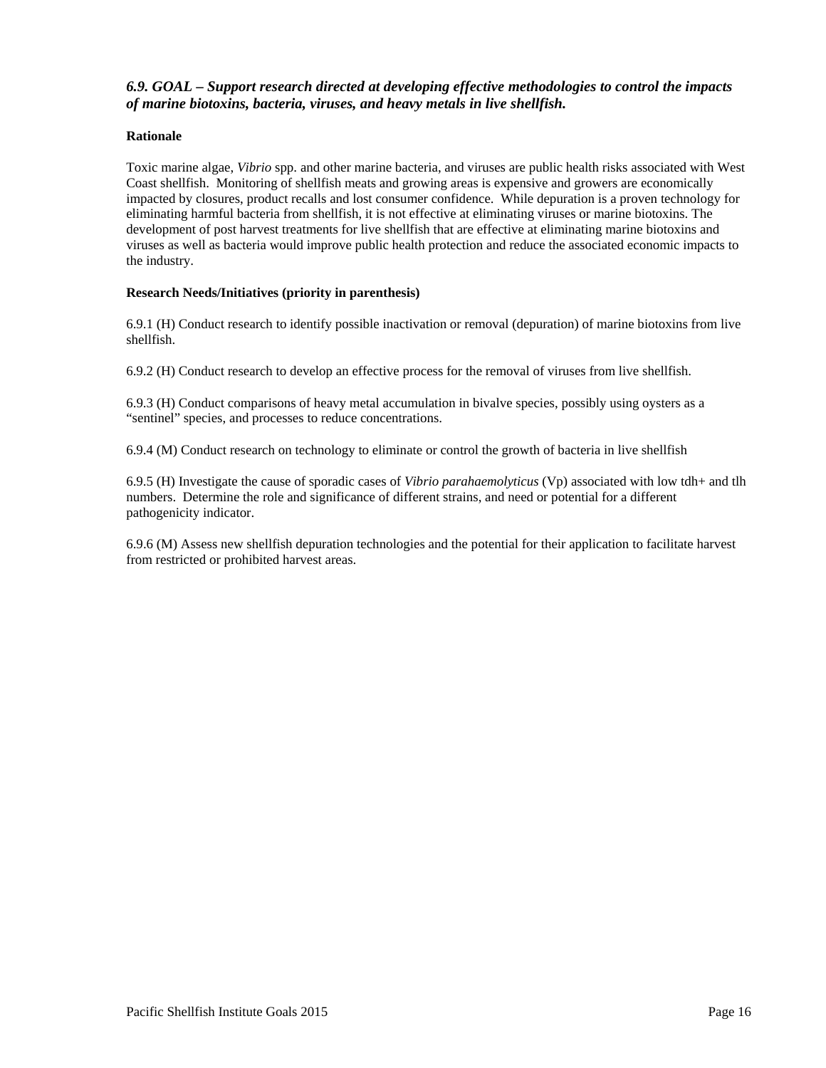### *6.9. GOAL – Support research directed at developing effective methodologies to control the impacts of marine biotoxins, bacteria, viruses, and heavy metals in live shellfish.*

**Rationale**

Toxic marine algae, *Vibrio* spp. and other marine bacteria, and viruses are public health risks associated with West Coast shellfish. Monitoring of shellfish meats and growing areas is expensive and growers are economically impacted by closures, product recalls and lost consumer confidence. While depuration is a proven technology for eliminating harmful bacteria from shellfish, it is not effective at eliminating viruses or marine biotoxins. The development of post harvest treatments for live shellfish that are effective at eliminating marine biotoxins and viruses as well as bacteria would improve public health protection and reduce the associated economic impacts to the industry.

**Research Needs/Initiatives (priority in parenthesis)**

6.9.1 (H) Conduct research to identify possible inactivation or removal (depuration) of marine biotoxins from live shellfish.

6.9.2 (H) Conduct research to develop an effective process for the removal of viruses from live shellfish.

6.9.3 (H) Conduct comparisons of heavy metal accumulation in bivalve species, possibly using oysters as a "sentinel" species, and processes to reduce concentrations.

6.9.4 (M) Conduct research on technology to eliminate or control the growth of bacteria in live shellfish

6.9.5 (H) Investigate the cause of sporadic cases of *Vibrio parahaemolyticus* (Vp) associated with low tdh+ and tlh numbers. Determine the role and significance of different strains, and need or potential for a different pathogenicity indicator.

6.9.6 (M) Assess new shellfish depuration technologies and the potential for their application to facilitate harvest from restricted or prohibited harvest areas.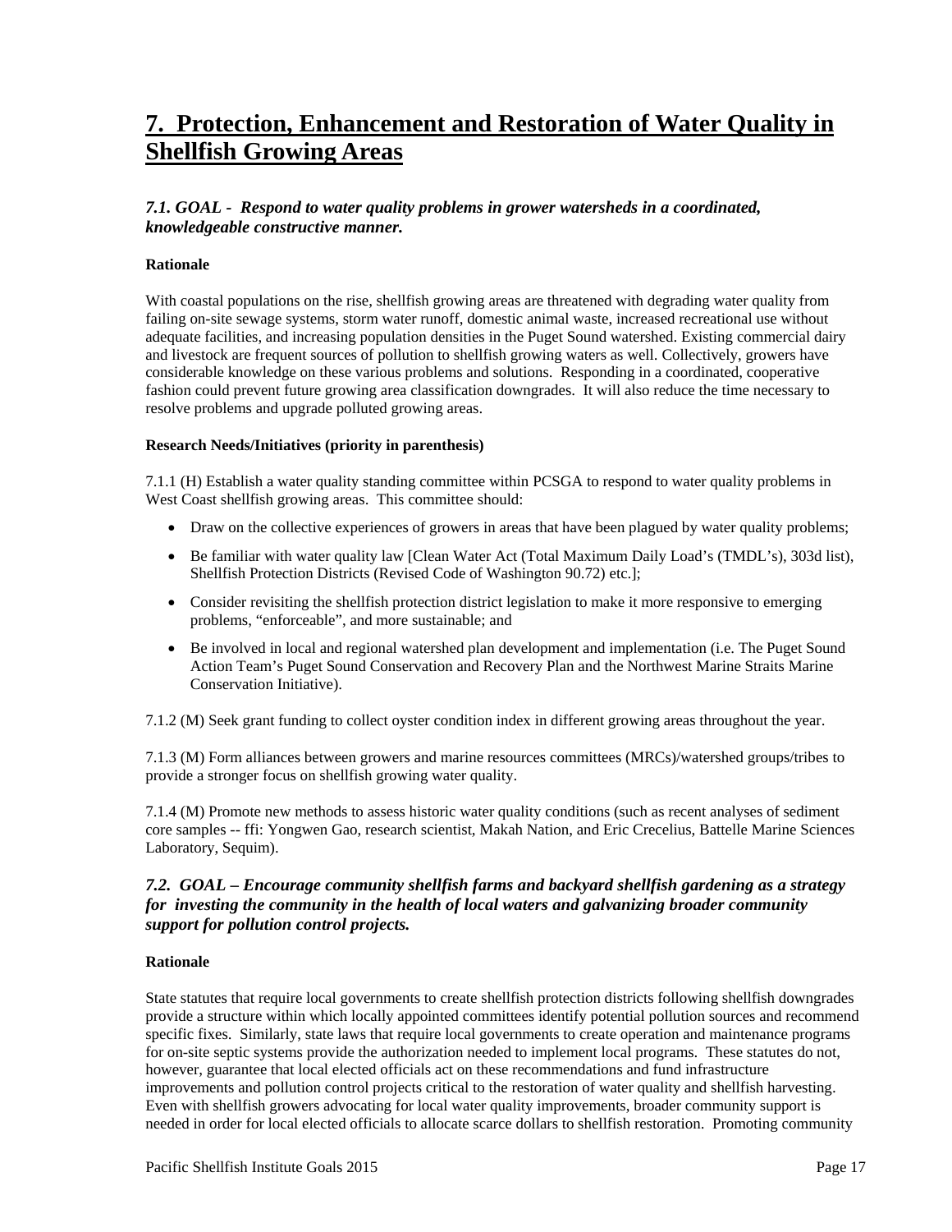# 7. Protection, Enhancement and Restoration of Water Quality in Shellfish Growing Areas

### *7.1. GOAL - Respond to water quality problems in grower watersheds in a coordinated, knowledgeable constructive manner.*

**Rationale**

With coastal populations on the rise, shellfish growing areas are threatened with degrading water quality from failing on-site sewage systems, storm water runoff, domestic animal waste, increased recreational use without adequate facilities, and increasing population densities in the Puget Sound watershed. Existing commercial dairy and livestock are frequent sources of pollution to shellfish growing waters as well. Collectively, growers have considerable knowledge on these various problems and solutions. Responding in a coordinated, cooperative fashion could prevent future growing area classification downgrades. It will also reduce the time necessary to resolve problems and upgrade polluted growing areas.

**Research Needs/Initiatives (priority in parenthesis)**

7.1.1 (H) Establish a water quality standing committee within PCSGA to respond to water quality problems in West Coast shellfish growing areas. This committee should:

- Draw on the collective experiences of growers in areas that have been plagued by water quality problems;
- Be familiar with water quality law [Clean Water Act (Total Maximum Daily Load's (TMDL's), 303d list), Shellfish Protection Districts (Revised Code of Washington 90.72) etc.];
- Consider revisiting the shellfish protection district legislation to make it more responsive to emerging problems, "enforceable", and more sustainable; and
- Be involved in local and regional watershed plan development and implementation (i.e. The Puget Sound Action Team's Puget Sound Conservation and Recovery Plan and the Northwest Marine Straits Marine Conservation Initiative).

7.1.2 (M) Seek grant funding to collect oyster condition index in different growing areas throughout the year.

7.1.3 (M) Form alliances between growers and marine resources committees (MRCs)/watershed groups/tribes to provide a stronger focus on shellfish growing water quality.

7.1.4 (M) Promote new methods to assess historic water quality conditions (such as recent analyses of sediment core samples -- ffi: Yongwen Gao, research scientist, Makah Nation, and Eric Crecelius, Battelle Marine Sciences Laboratory, Sequim).

### *7.2. GOAL – Encourage community shellfish farms and backyard shellfish gardening as a strategy for investing the community in the health of local waters and galvanizing broader community support for pollution control projects.*

**Rationale**

State statutes that require local governments to create shellfish protection districts following shellfish downgrades provide a structure within which locally appointed committees identify potential pollution sources and recommend specific fixes. Similarly, state laws that require local governments to create operation and maintenance programs for on-site septic systems provide the authorization needed to implement local programs. These statutes do not, however, guarantee that local elected officials act on these recommendations and fund infrastructure improvements and pollution control projects critical to the restoration of water quality and shellfish harvesting. Even with shellfish growers advocating for local water quality improvements, broader community support is needed in order for local elected officials to allocate scarce dollars to shellfish restoration. Promoting community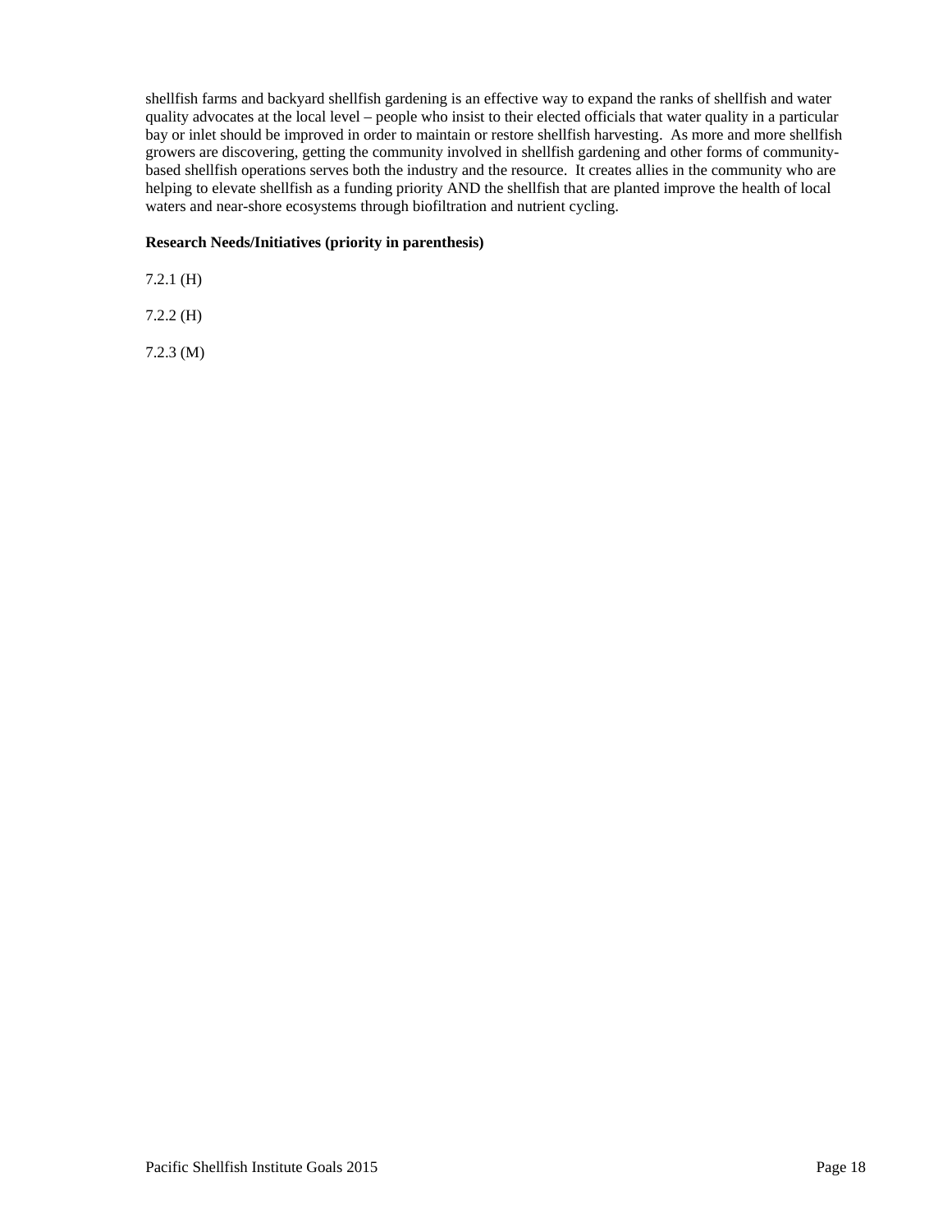shellfish farms and backyard shellfish gardening is an effective way to expand the ranks of shellfish and water quality advocates at the local level – people who insist to their elected officials that water quality in a particular bay or inlet should be improved in order to maintain or restore shellfish harvesting. As more and more shellfish growers are discovering, getting the community involved in shellfish gardening and other forms of community-based shellfish operations serves both the industry and the resource. It creates allies in the community who are helping to elevate shellfish as a funding priority AND the shellfish that are planted improve the health of local waters and near-shore ecosystems through biofiltration and nutrient cycling.

**Research Needs/Initiatives (priority in parenthesis)**

7.2.1 (H)

7.2.2 (H)

7.2.3 (M)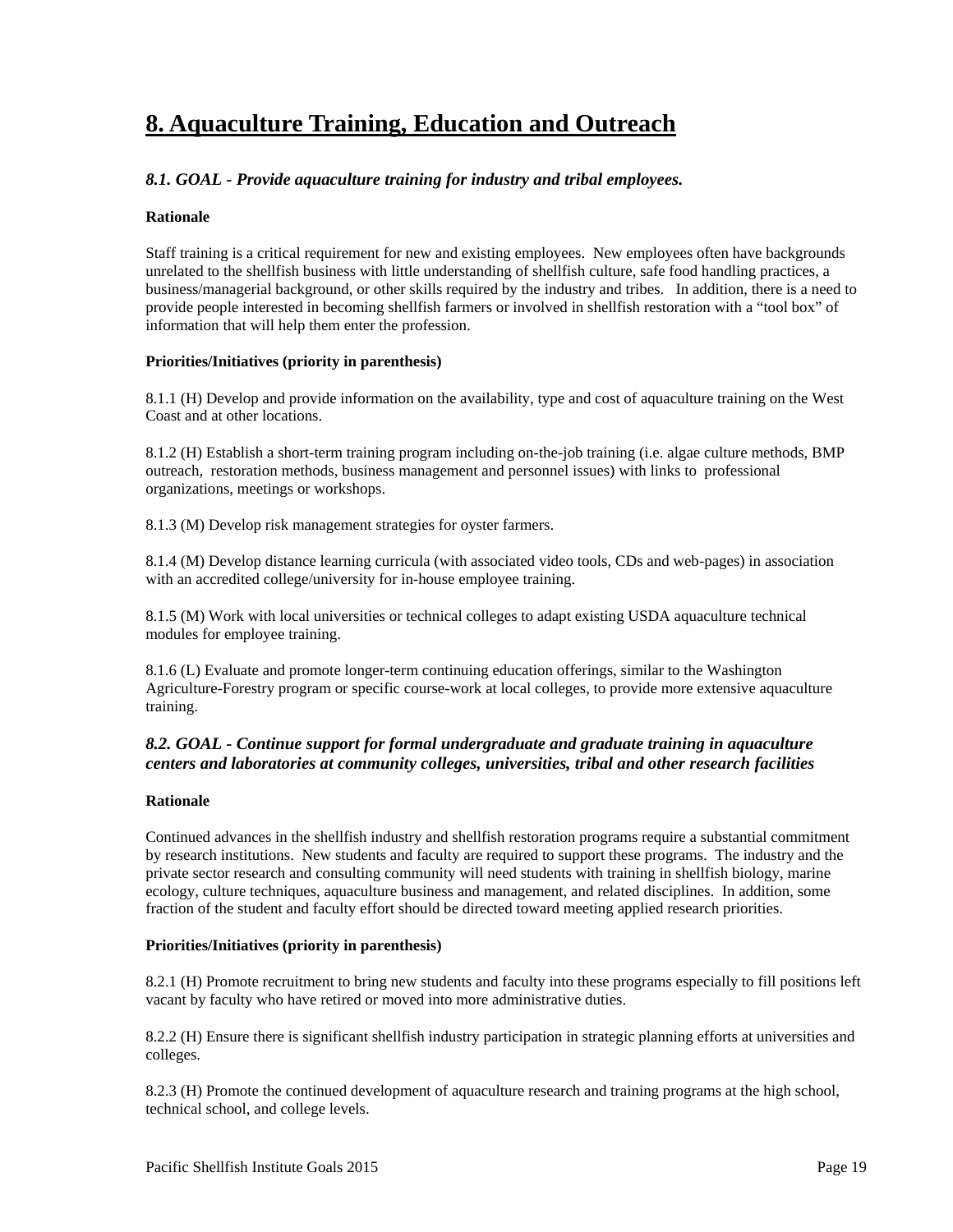# 8. Aquaculture Training, Education and Outreach

### *8.1. GOAL - Provide aquaculture training for industry and tribal employees.*

**Rationale**

Staff training is a critical requirement for new and existing employees. New employees often have backgrounds unrelated to the shellfish business with little understanding of shellfish culture, safe food handling practices, a business/managerial background, or other skills required by the industry and tribes. In addition, there is a need to provide people interested in becoming shellfish farmers or involved in shellfish restoration with a "tool box" of information that will help them enter the profession.

**Priorities/Initiatives (priority in parenthesis)**

8.1.1 (H) Develop and provide information on the availability, type and cost of aquaculture training on the West Coast and at other locations.

8.1.2 (H) Establish a short-term training program including on-the-job training (i.e. algae culture methods, BMP outreach, restoration methods, business management and personnel issues) with links to professional organizations, meetings or workshops.

8.1.3 (M) Develop risk management strategies for oyster farmers.

8.1.4 (M) Develop distance learning curricula (with associated video tools, CDs and web-pages) in association with an accredited college/university for in-house employee training.

8.1.5 (M) Work with local universities or technical colleges to adapt existing USDA aquaculture technical modules for employee training.

8.1.6 (L) Evaluate and promote longer-term continuing education offerings, similar to the Washington Agriculture-Forestry program or specific course-work at local colleges, to provide more extensive aquaculture training.

### *8.2. GOAL - Continue support for formal undergraduate and graduate training in aquaculture centers and laboratories at community colleges, universities, tribal and other research facilities*

**Rationale**

Continued advances in the shellfish industry and shellfish restoration programs require a substantial commitment by research institutions. New students and faculty are required to support these programs. The industry and the private sector research and consulting community will need students with training in shellfish biology, marine ecology, culture techniques, aquaculture business and management, and related disciplines. In addition, some fraction of the student and faculty effort should be directed toward meeting applied research priorities.

**Priorities/Initiatives (priority in parenthesis)**

8.2.1 (H) Promote recruitment to bring new students and faculty into these programs especially to fill positions left vacant by faculty who have retired or moved into more administrative duties.

8.2.2 (H) Ensure there is significant shellfish industry participation in strategic planning efforts at universities and colleges.

8.2.3 (H) Promote the continued development of aquaculture research and training programs at the high school, technical school, and college levels.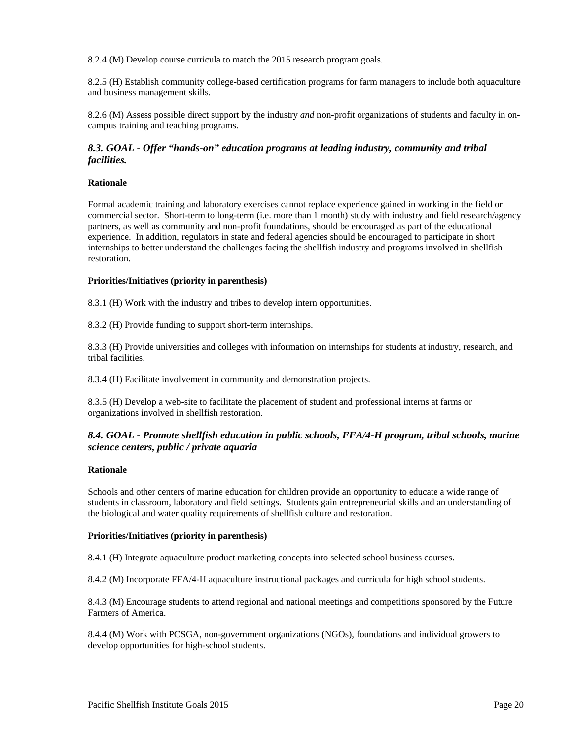8.2.4 (M) Develop course curricula to match the 2015 research program goals.

8.2.5 (H) Establish community college-based certification programs for farm managers to include both aquaculture and business management skills.

8.2.6 (M) Assess possible direct support by the industry *and* non-profit organizations of students and faculty in on-campus training and teaching programs.

### *8.3. GOAL - Offer "hands-on" education programs at leading industry, community and tribal facilities.*

**Rationale**

Formal academic training and laboratory exercises cannot replace experience gained in working in the field or commercial sector. Short-term to long-term (i.e. more than 1 month) study with industry and field research/agency partners, as well as community and non-profit foundations, should be encouraged as part of the educational experience. In addition, regulators in state and federal agencies should be encouraged to participate in short internships to better understand the challenges facing the shellfish industry and programs involved in shellfish restoration.

**Priorities/Initiatives (priority in parenthesis)**

8.3.1 (H) Work with the industry and tribes to develop intern opportunities.

8.3.2 (H) Provide funding to support short-term internships.

8.3.3 (H) Provide universities and colleges with information on internships for students at industry, research, and tribal facilities.

8.3.4 (H) Facilitate involvement in community and demonstration projects.

8.3.5 (H) Develop a web-site to facilitate the placement of student and professional interns at farms or organizations involved in shellfish restoration.

### *8.4. GOAL - Promote shellfish education in public schools, FFA/4-H program, tribal schools, marine science centers, public / private aquaria*

**Rationale**

Schools and other centers of marine education for children provide an opportunity to educate a wide range of students in classroom, laboratory and field settings. Students gain entrepreneurial skills and an understanding of the biological and water quality requirements of shellfish culture and restoration.

**Priorities/Initiatives (priority in parenthesis)**

8.4.1 (H) Integrate aquaculture product marketing concepts into selected school business courses.

8.4.2 (M) Incorporate FFA/4-H aquaculture instructional packages and curricula for high school students.

8.4.3 (M) Encourage students to attend regional and national meetings and competitions sponsored by the Future Farmers of America.

8.4.4 (M) Work with PCSGA, non-government organizations (NGOs), foundations and individual growers to develop opportunities for high-school students.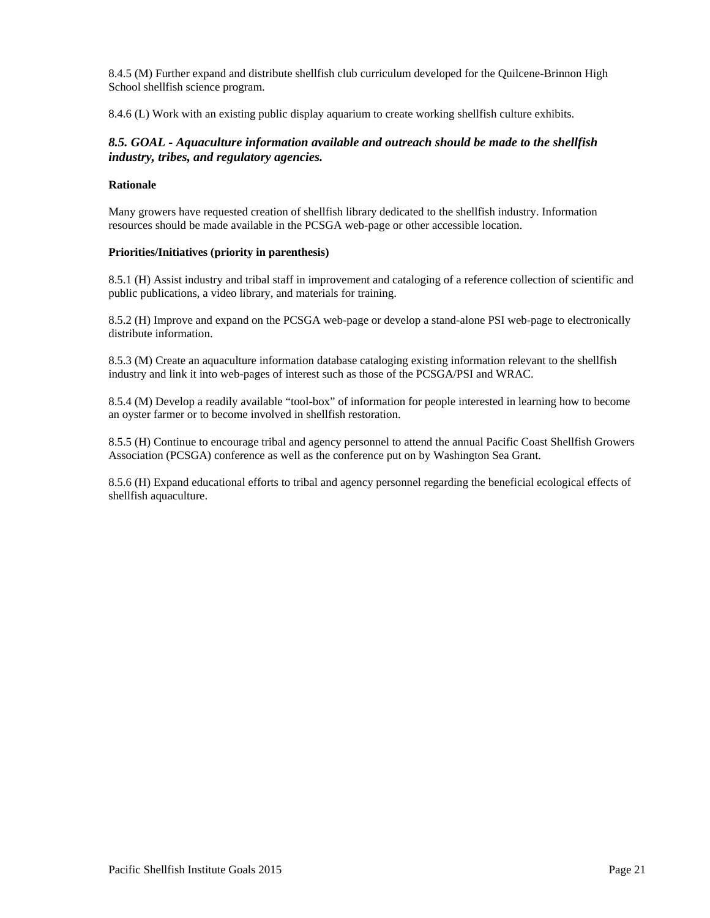8.4.5 (M) Further expand and distribute shellfish club curriculum developed for the Quilcene-Brinnon High School shellfish science program.

8.4.6 (L) Work with an existing public display aquarium to create working shellfish culture exhibits.

### *8.5. GOAL - Aquaculture information available and outreach should be made to the shellfish industry, tribes, and regulatory agencies.*

**Rationale**

Many growers have requested creation of shellfish library dedicated to the shellfish industry. Information resources should be made available in the PCSGA web-page or other accessible location.

**Priorities/Initiatives (priority in parenthesis)**

8.5.1 (H) Assist industry and tribal staff in improvement and cataloging of a reference collection of scientific and public publications, a video library, and materials for training.

8.5.2 (H) Improve and expand on the PCSGA web-page or develop a stand-alone PSI web-page to electronically distribute information.

8.5.3 (M) Create an aquaculture information database cataloging existing information relevant to the shellfish industry and link it into web-pages of interest such as those of the PCSGA/PSI and WRAC.

8.5.4 (M) Develop a readily available "tool-box" of information for people interested in learning how to become an oyster farmer or to become involved in shellfish restoration.

8.5.5 (H) Continue to encourage tribal and agency personnel to attend the annual Pacific Coast Shellfish Growers Association (PCSGA) conference as well as the conference put on by Washington Sea Grant.

8.5.6 (H) Expand educational efforts to tribal and agency personnel regarding the beneficial ecological effects of shellfish aquaculture.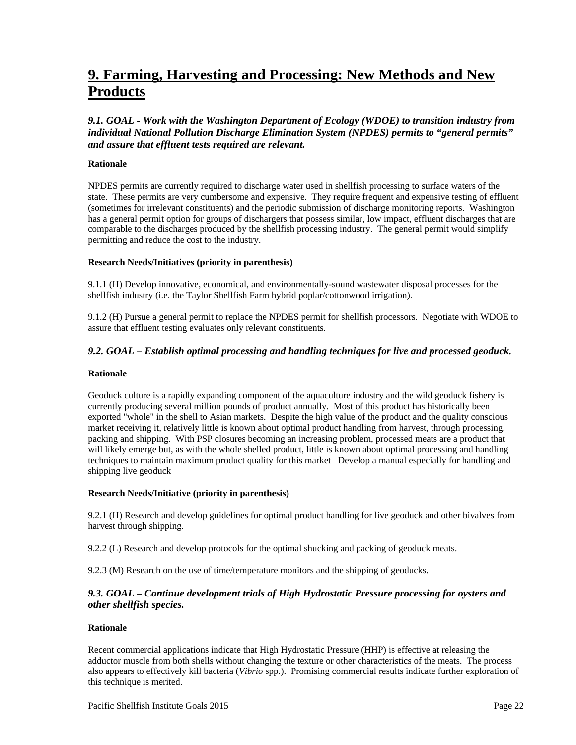# 9. Farming, Harvesting and Processing: New Methods and New Products

### *9.1. GOAL - Work with the Washington Department of Ecology (WDOE) to transition industry from individual National Pollution Discharge Elimination System (NPDES) permits to "general permits" and assure that effluent tests required are relevant.*

**Rationale**

NPDES permits are currently required to discharge water used in shellfish processing to surface waters of the state. These permits are very cumbersome and expensive. They require frequent and expensive testing of effluent (sometimes for irrelevant constituents) and the periodic submission of discharge monitoring reports. Washington has a general permit option for groups of dischargers that possess similar, low impact, effluent discharges that are comparable to the discharges produced by the shellfish processing industry. The general permit would simplify permitting and reduce the cost to the industry.

**Research Needs/Initiatives (priority in parenthesis)**

9.1.1 (H) Develop innovative, economical, and environmentally-sound wastewater disposal processes for the shellfish industry (i.e. the Taylor Shellfish Farm hybrid poplar/cottonwood irrigation).

9.1.2 (H) Pursue a general permit to replace the NPDES permit for shellfish processors. Negotiate with WDOE to assure that effluent testing evaluates only relevant constituents.

### *9.2. GOAL – Establish optimal processing and handling techniques for live and processed geoduck.*

**Rationale**

Geoduck culture is a rapidly expanding component of the aquaculture industry and the wild geoduck fishery is currently producing several million pounds of product annually. Most of this product has historically been exported "whole" in the shell to Asian markets. Despite the high value of the product and the quality conscious market receiving it, relatively little is known about optimal product handling from harvest, through processing, packing and shipping. With PSP closures becoming an increasing problem, processed meats are a product that will likely emerge but, as with the whole shelled product, little is known about optimal processing and handling techniques to maintain maximum product quality for this market Develop a manual especially for handling and shipping live geoduck

**Research Needs/Initiative (priority in parenthesis)**

9.2.1 (H) Research and develop guidelines for optimal product handling for live geoduck and other bivalves from harvest through shipping.

9.2.2 (L) Research and develop protocols for the optimal shucking and packing of geoduck meats.

9.2.3 (M) Research on the use of time/temperature monitors and the shipping of geoducks.

### *9.3. GOAL – Continue development trials of High Hydrostatic Pressure processing for oysters and other shellfish species.*

**Rationale**

Recent commercial applications indicate that High Hydrostatic Pressure (HHP) is effective at releasing the adductor muscle from both shells without changing the texture or other characteristics of the meats. The process also appears to effectively kill bacteria (*Vibrio* spp.). Promising commercial results indicate further exploration of this technique is merited.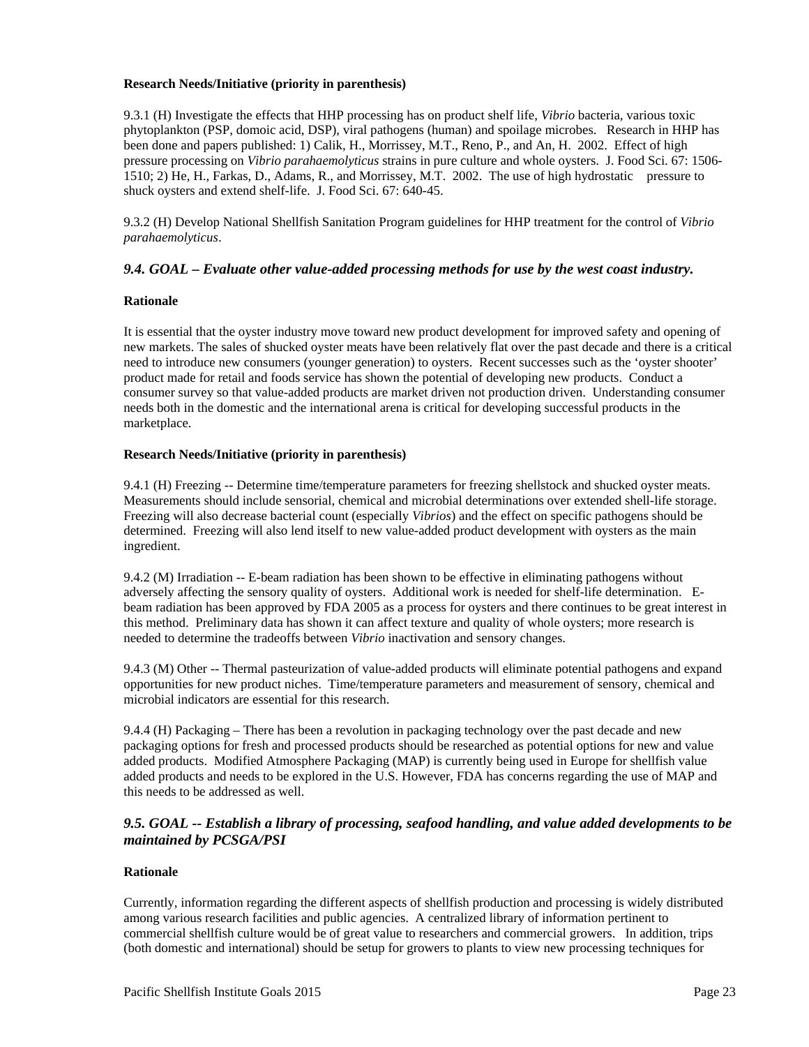**Research Needs/Initiative (priority in parenthesis)**

9.3.1 (H) Investigate the effects that HHP processing has on product shelf life, *Vibrio* bacteria, various toxic phytoplankton (PSP, domoic acid, DSP), viral pathogens (human) and spoilage microbes. Research in HHP has been done and papers published: 1) Calik, H., Morrissey, M.T., Reno, P., and An, H. 2002. Effect of high pressure processing on *Vibrio parahaemolyticus* strains in pure culture and whole oysters. J. Food Sci. 67: 1506-1510; 2) He, H., Farkas, D., Adams, R., and Morrissey, M.T. 2002. The use of high hydrostatic pressure to shuck oysters and extend shelf-life. J. Food Sci. 67: 640-45.

9.3.2 (H) Develop National Shellfish Sanitation Program guidelines for HHP treatment for the control of *Vibrio parahaemolyticus*.

### *9.4. GOAL – Evaluate other value-added processing methods for use by the west coast industry.*

**Rationale**

It is essential that the oyster industry move toward new product development for improved safety and opening of new markets. The sales of shucked oyster meats have been relatively flat over the past decade and there is a critical need to introduce new consumers (younger generation) to oysters. Recent successes such as the 'oyster shooter' product made for retail and foods service has shown the potential of developing new products. Conduct a consumer survey so that value-added products are market driven not production driven. Understanding consumer needs both in the domestic and the international arena is critical for developing successful products in the marketplace.

**Research Needs/Initiative (priority in parenthesis)**

9.4.1 (H) Freezing -- Determine time/temperature parameters for freezing shellstock and shucked oyster meats. Measurements should include sensorial, chemical and microbial determinations over extended shell-life storage. Freezing will also decrease bacterial count (especially *Vibrios*) and the effect on specific pathogens should be determined. Freezing will also lend itself to new value-added product development with oysters as the main ingredient.

9.4.2 (M) Irradiation -- E-beam radiation has been shown to be effective in eliminating pathogens without adversely affecting the sensory quality of oysters. Additional work is needed for shelf-life determination. E-beam radiation has been approved by FDA 2005 as a process for oysters and there continues to be great interest in this method. Preliminary data has shown it can affect texture and quality of whole oysters; more research is needed to determine the tradeoffs between *Vibrio* inactivation and sensory changes.

9.4.3 (M) Other -- Thermal pasteurization of value-added products will eliminate potential pathogens and expand opportunities for new product niches. Time/temperature parameters and measurement of sensory, chemical and microbial indicators are essential for this research.

9.4.4 (H) Packaging – There has been a revolution in packaging technology over the past decade and new packaging options for fresh and processed products should be researched as potential options for new and value added products. Modified Atmosphere Packaging (MAP) is currently being used in Europe for shellfish value added products and needs to be explored in the U.S. However, FDA has concerns regarding the use of MAP and this needs to be addressed as well.

### *9.5. GOAL -- Establish a library of processing, seafood handling, and value added developments to be maintained by PCSGA/PSI*

**Rationale**

Currently, information regarding the different aspects of shellfish production and processing is widely distributed among various research facilities and public agencies. A centralized library of information pertinent to commercial shellfish culture would be of great value to researchers and commercial growers. In addition, trips (both domestic and international) should be setup for growers to plants to view new processing techniques for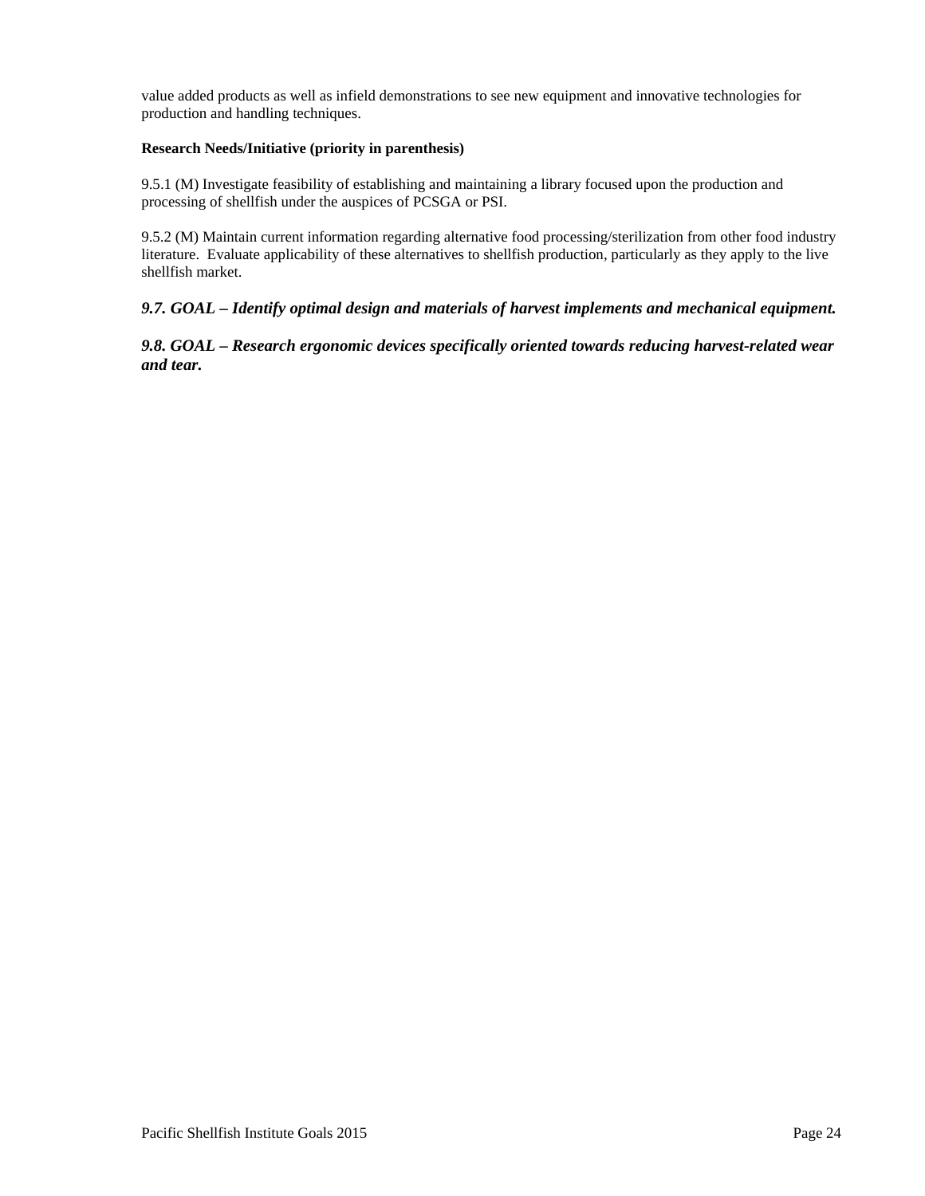value added products as well as infield demonstrations to see new equipment and innovative technologies for production and handling techniques.

**Research Needs/Initiative (priority in parenthesis)**

9.5.1 (M) Investigate feasibility of establishing and maintaining a library focused upon the production and processing of shellfish under the auspices of PCSGA or PSI.

9.5.2 (M) Maintain current information regarding alternative food processing/sterilization from other food industry literature. Evaluate applicability of these alternatives to shellfish production, particularly as they apply to the live shellfish market.

### *9.7. GOAL – Identify optimal design and materials of harvest implements and mechanical equipment.*

### *9.8. GOAL – Research ergonomic devices specifically oriented towards reducing harvest-related wear and tear.*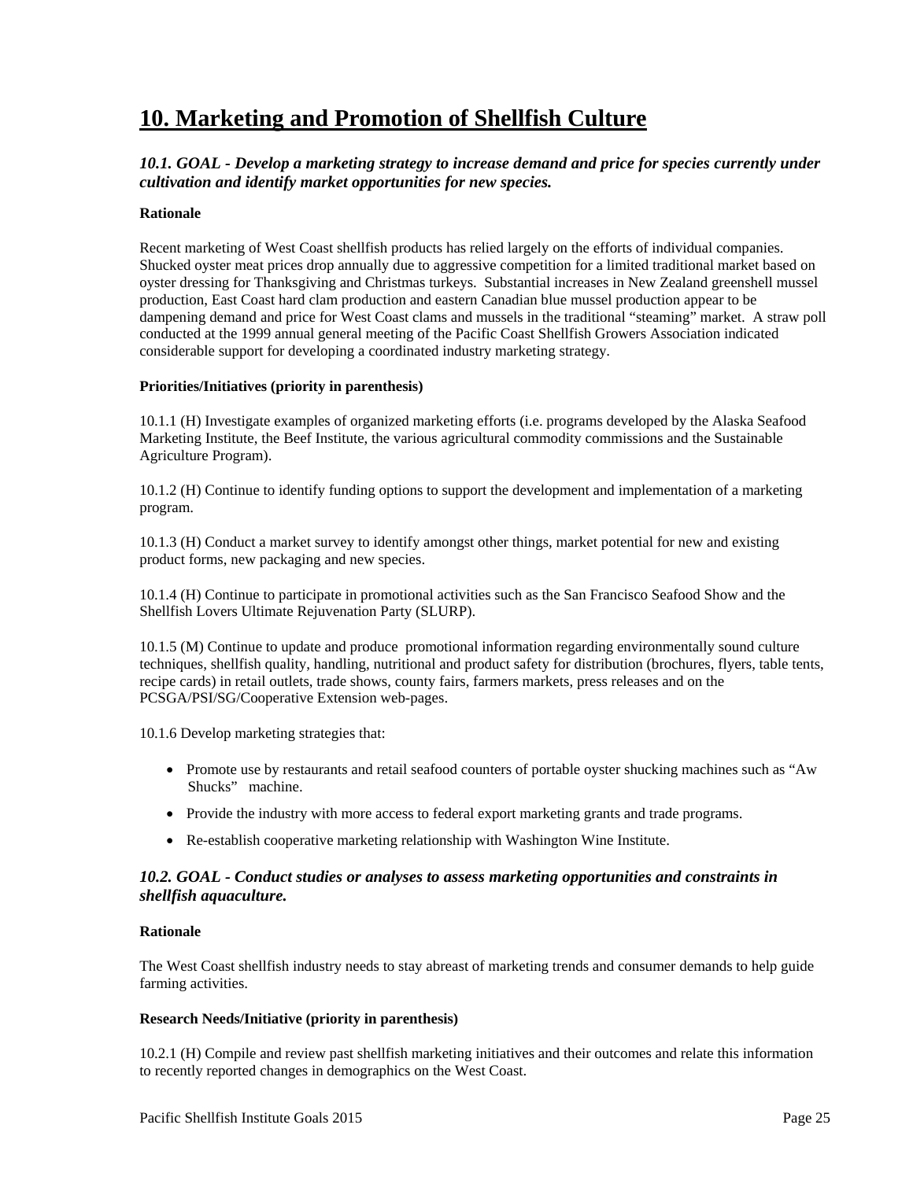# 10. Marketing and Promotion of Shellfish Culture

### *10.1. GOAL - Develop a marketing strategy to increase demand and price for species currently under cultivation and identify market opportunities for new species.*

**Rationale**

Recent marketing of West Coast shellfish products has relied largely on the efforts of individual companies. Shucked oyster meat prices drop annually due to aggressive competition for a limited traditional market based on oyster dressing for Thanksgiving and Christmas turkeys. Substantial increases in New Zealand greenshell mussel production, East Coast hard clam production and eastern Canadian blue mussel production appear to be dampening demand and price for West Coast clams and mussels in the traditional "steaming" market. A straw poll conducted at the 1999 annual general meeting of the Pacific Coast Shellfish Growers Association indicated considerable support for developing a coordinated industry marketing strategy.

**Priorities/Initiatives (priority in parenthesis)**

10.1.1 (H) Investigate examples of organized marketing efforts (i.e. programs developed by the Alaska Seafood Marketing Institute, the Beef Institute, the various agricultural commodity commissions and the Sustainable Agriculture Program).

10.1.2 (H) Continue to identify funding options to support the development and implementation of a marketing program.

10.1.3 (H) Conduct a market survey to identify amongst other things, market potential for new and existing product forms, new packaging and new species.

10.1.4 (H) Continue to participate in promotional activities such as the San Francisco Seafood Show and the Shellfish Lovers Ultimate Rejuvenation Party (SLURP).

10.1.5 (M) Continue to update and produce promotional information regarding environmentally sound culture techniques, shellfish quality, handling, nutritional and product safety for distribution (brochures, flyers, table tents, recipe cards) in retail outlets, trade shows, county fairs, farmers markets, press releases and on the PCSGA/PSI/SG/Cooperative Extension web-pages.

10.1.6 Develop marketing strategies that:

- Promote use by restaurants and retail seafood counters of portable oyster shucking machines such as "Aw Shucks" machine.
- Provide the industry with more access to federal export marketing grants and trade programs.
- Re-establish cooperative marketing relationship with Washington Wine Institute.

### *10.2. GOAL - Conduct studies or analyses to assess marketing opportunities and constraints in shellfish aquaculture.*

**Rationale**

The West Coast shellfish industry needs to stay abreast of marketing trends and consumer demands to help guide farming activities.

**Research Needs/Initiative (priority in parenthesis)**

10.2.1 (H) Compile and review past shellfish marketing initiatives and their outcomes and relate this information to recently reported changes in demographics on the West Coast.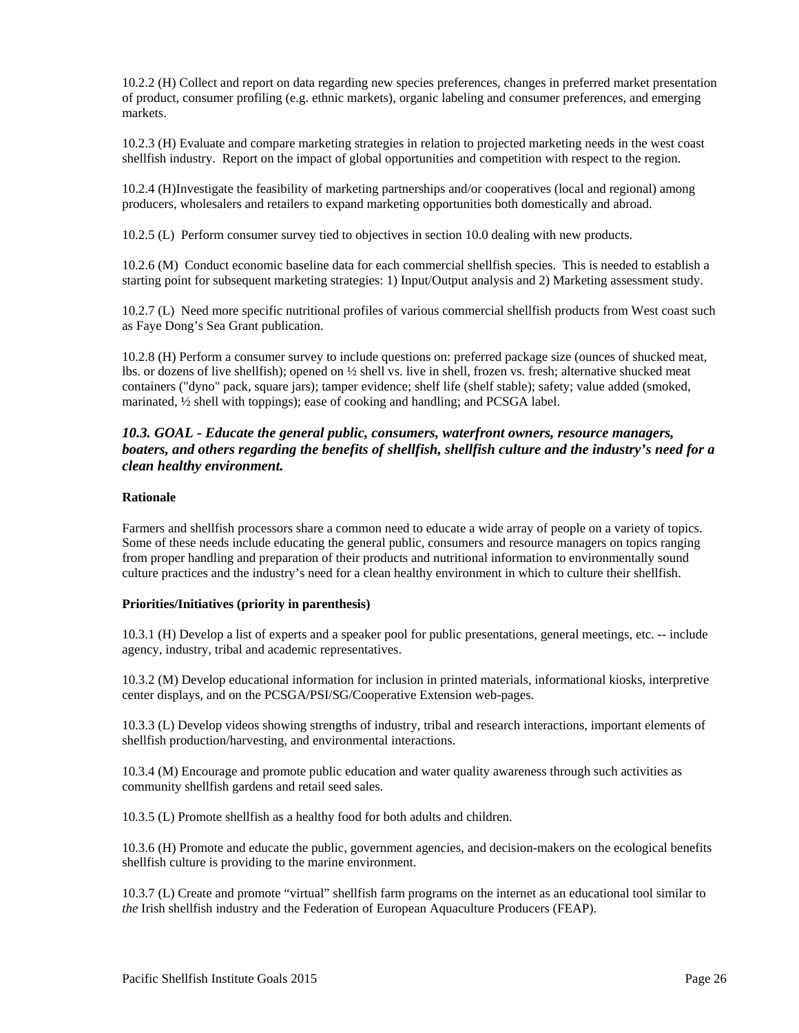10.2.2 (H) Collect and report on data regarding new species preferences, changes in preferred market presentation of product, consumer profiling (e.g. ethnic markets), organic labeling and consumer preferences, and emerging markets.

10.2.3 (H) Evaluate and compare marketing strategies in relation to projected marketing needs in the west coast shellfish industry. Report on the impact of global opportunities and competition with respect to the region.

10.2.4 (H)Investigate the feasibility of marketing partnerships and/or cooperatives (local and regional) among producers, wholesalers and retailers to expand marketing opportunities both domestically and abroad.

10.2.5 (L) Perform consumer survey tied to objectives in section 10.0 dealing with new products.

10.2.6 (M) Conduct economic baseline data for each commercial shellfish species. This is needed to establish a starting point for subsequent marketing strategies: 1) Input/Output analysis and 2) Marketing assessment study.

10.2.7 (L) Need more specific nutritional profiles of various commercial shellfish products from West coast such as Faye Dong's Sea Grant publication.

10.2.8 (H) Perform a consumer survey to include questions on: preferred package size (ounces of shucked meat, lbs. or dozens of live shellfish); opened on ½ shell vs. live in shell, frozen vs. fresh; alternative shucked meat containers ("dyno" pack, square jars); tamper evidence; shelf life (shelf stable); safety; value added (smoked, marinated, ½ shell with toppings); ease of cooking and handling; and PCSGA label.

### *10.3. GOAL - Educate the general public, consumers, waterfront owners, resource managers, boaters, and others regarding the benefits of shellfish, shellfish culture and the industry's need for a clean healthy environment.*

**Rationale**

Farmers and shellfish processors share a common need to educate a wide array of people on a variety of topics. Some of these needs include educating the general public, consumers and resource managers on topics ranging from proper handling and preparation of their products and nutritional information to environmentally sound culture practices and the industry's need for a clean healthy environment in which to culture their shellfish.

**Priorities/Initiatives (priority in parenthesis)**

10.3.1 (H) Develop a list of experts and a speaker pool for public presentations, general meetings, etc. -- include agency, industry, tribal and academic representatives.

10.3.2 (M) Develop educational information for inclusion in printed materials, informational kiosks, interpretive center displays, and on the PCSGA/PSI/SG/Cooperative Extension web-pages.

10.3.3 (L) Develop videos showing strengths of industry, tribal and research interactions, important elements of shellfish production/harvesting, and environmental interactions.

10.3.4 (M) Encourage and promote public education and water quality awareness through such activities as community shellfish gardens and retail seed sales.

10.3.5 (L) Promote shellfish as a healthy food for both adults and children.

10.3.6 (H) Promote and educate the public, government agencies, and decision-makers on the ecological benefits shellfish culture is providing to the marine environment.

10.3.7 (L) Create and promote "virtual" shellfish farm programs on the internet as an educational tool similar to *the* Irish shellfish industry and the Federation of European Aquaculture Producers (FEAP).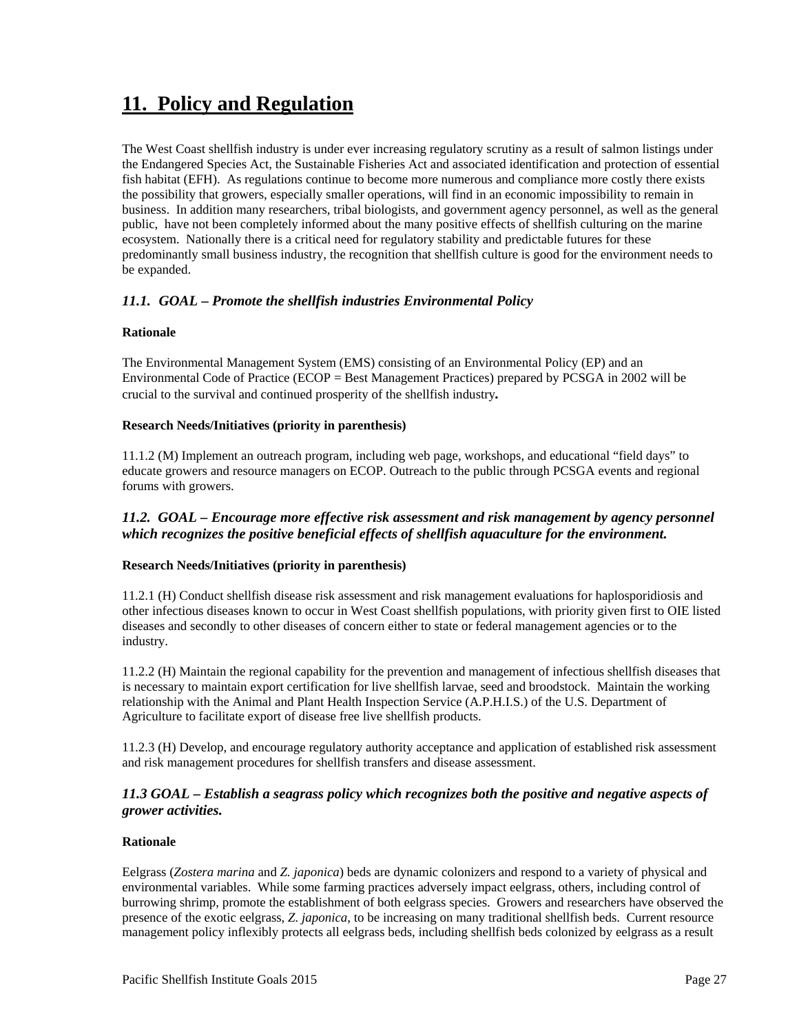# 11. Policy and Regulation

The West Coast shellfish industry is under ever increasing regulatory scrutiny as a result of salmon listings under the Endangered Species Act, the Sustainable Fisheries Act and associated identification and protection of essential fish habitat (EFH). As regulations continue to become more numerous and compliance more costly there exists the possibility that growers, especially smaller operations, will find in an economic impossibility to remain in business. In addition many researchers, tribal biologists, and government agency personnel, as well as the general public, have not been completely informed about the many positive effects of shellfish culturing on the marine ecosystem. Nationally there is a critical need for regulatory stability and predictable futures for these predominantly small business industry, the recognition that shellfish culture is good for the environment needs to be expanded.

### *11.1. GOAL – Promote the shellfish industries Environmental Policy*

**Rationale**

The Environmental Management System (EMS) consisting of an Environmental Policy (EP) and an Environmental Code of Practice (ECOP = Best Management Practices) prepared by PCSGA in 2002 will be crucial to the survival and continued prosperity of the shellfish industry**.**

**Research Needs/Initiatives (priority in parenthesis)**

11.1.2 (M) Implement an outreach program, including web page, workshops, and educational "field days" to educate growers and resource managers on ECOP. Outreach to the public through PCSGA events and regional forums with growers.

### *11.2. GOAL – Encourage more effective risk assessment and risk management by agency personnel which recognizes the positive beneficial effects of shellfish aquaculture for the environment.*

**Research Needs/Initiatives (priority in parenthesis)**

11.2.1 (H) Conduct shellfish disease risk assessment and risk management evaluations for haplosporidiosis and other infectious diseases known to occur in West Coast shellfish populations, with priority given first to OIE listed diseases and secondly to other diseases of concern either to state or federal management agencies or to the industry.

11.2.2 (H) Maintain the regional capability for the prevention and management of infectious shellfish diseases that is necessary to maintain export certification for live shellfish larvae, seed and broodstock. Maintain the working relationship with the Animal and Plant Health Inspection Service (A.P.H.I.S.) of the U.S. Department of Agriculture to facilitate export of disease free live shellfish products.

11.2.3 (H) Develop, and encourage regulatory authority acceptance and application of established risk assessment and risk management procedures for shellfish transfers and disease assessment.

### *11.3 GOAL – Establish a seagrass policy which recognizes both the positive and negative aspects of grower activities.*

**Rationale**

Eelgrass (*Zostera marina* and *Z. japonica*) beds are dynamic colonizers and respond to a variety of physical and environmental variables. While some farming practices adversely impact eelgrass, others, including control of burrowing shrimp, promote the establishment of both eelgrass species. Growers and researchers have observed the presence of the exotic eelgrass, *Z. japonica*, to be increasing on many traditional shellfish beds. Current resource management policy inflexibly protects all eelgrass beds, including shellfish beds colonized by eelgrass as a result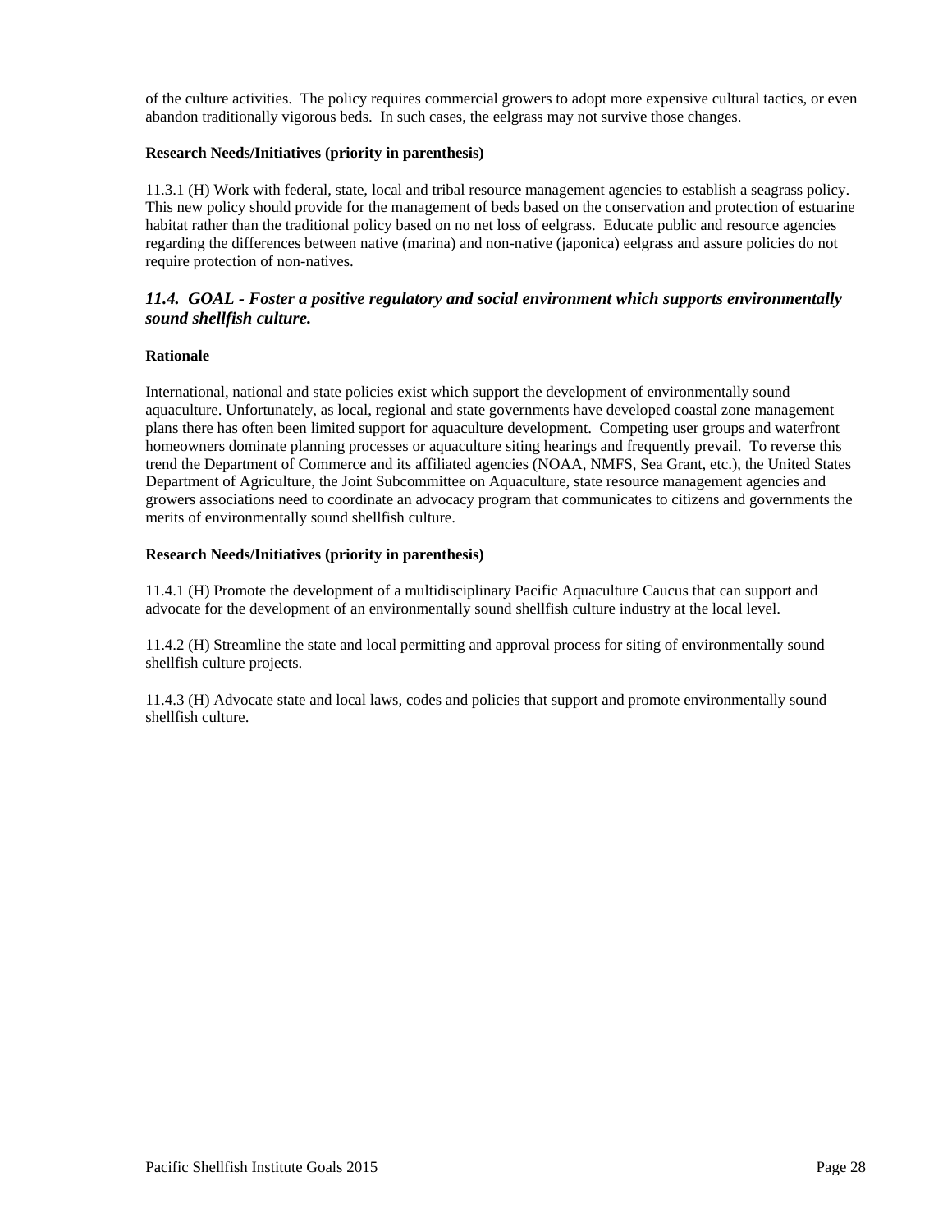of the culture activities. The policy requires commercial growers to adopt more expensive cultural tactics, or even abandon traditionally vigorous beds. In such cases, the eelgrass may not survive those changes.

**Research Needs/Initiatives (priority in parenthesis)**

11.3.1 (H) Work with federal, state, local and tribal resource management agencies to establish a seagrass policy. This new policy should provide for the management of beds based on the conservation and protection of estuarine habitat rather than the traditional policy based on no net loss of eelgrass. Educate public and resource agencies regarding the differences between native (marina) and non-native (japonica) eelgrass and assure policies do not require protection of non-natives.

### *11.4. GOAL - Foster a positive regulatory and social environment which supports environmentally sound shellfish culture.*

**Rationale**

International, national and state policies exist which support the development of environmentally sound aquaculture. Unfortunately, as local, regional and state governments have developed coastal zone management plans there has often been limited support for aquaculture development. Competing user groups and waterfront homeowners dominate planning processes or aquaculture siting hearings and frequently prevail. To reverse this trend the Department of Commerce and its affiliated agencies (NOAA, NMFS, Sea Grant, etc.), the United States Department of Agriculture, the Joint Subcommittee on Aquaculture, state resource management agencies and growers associations need to coordinate an advocacy program that communicates to citizens and governments the merits of environmentally sound shellfish culture.

**Research Needs/Initiatives (priority in parenthesis)**

11.4.1 (H) Promote the development of a multidisciplinary Pacific Aquaculture Caucus that can support and advocate for the development of an environmentally sound shellfish culture industry at the local level.

11.4.2 (H) Streamline the state and local permitting and approval process for siting of environmentally sound shellfish culture projects.

11.4.3 (H) Advocate state and local laws, codes and policies that support and promote environmentally sound shellfish culture.